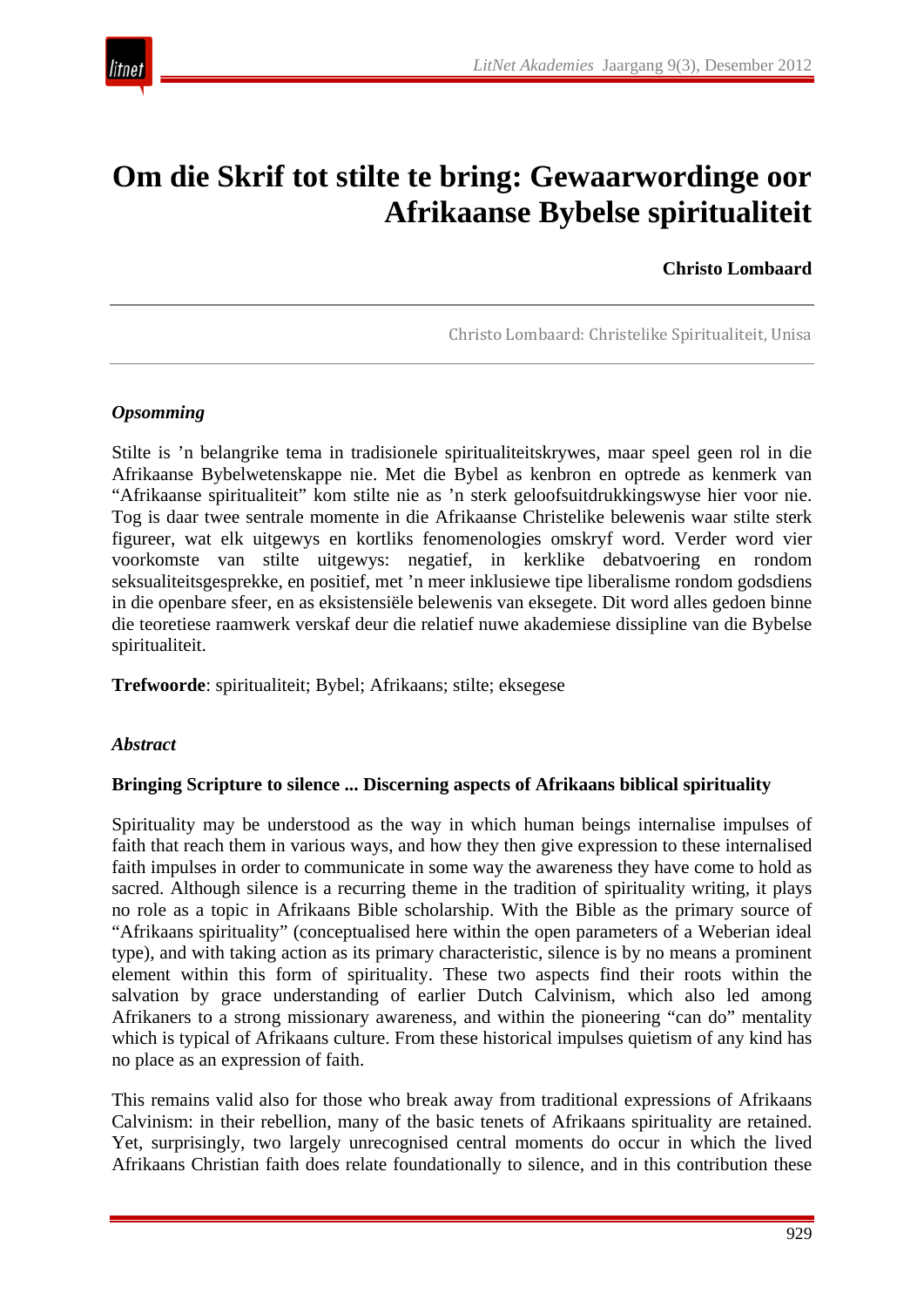# Om die Skrif tot stilte te bring: Gewaarwordinge oor Afrikaanse Bybelse spiritualiteit

**Christo Lombaard**

Christo Lombaard: Christelike Spiritualiteit, Unisa

### *Opsomming*

Stilte is ’n belangrike tema in tradisionele spiritualiteitskrywes, maar speel geen rol in die Afrikaanse Bybelwetenskappe nie. Met die Bybel as kenbron en optrede as kenmerk van “Afrikaanse spiritualiteit” kom stilte nie as ’n sterk geloofsuitdrukkingswyse hier voor nie. Tog is daar twee sentrale momente in die Afrikaanse Christelike belewenis waar stilte sterk figureer, wat elk uitgewys en kortliks fenomenologies omskryf word. Verder word vier voorkomste van stilte uitgewys: negatief, in kerklike debatvoering en rondom seksualiteitsgesprekke, en positief, met ’n meer inklusiewe tipe liberalisme rondom godsdiens in die openbare sfeer, en as eksistensiële belewenis van eksegete. Dit word alles gedoen binne die teoretiese raamwerk verskaf deur die relatief nuwe akademiese dissipline van die Bybelse spiritualiteit.

**Trefwoorde**: spiritualiteit; Bybel; Afrikaans; stilte; eksegese

### *Abstract*

**Bringing Scripture to silence ... Discerning aspects of Afrikaans biblical spirituality**

Spirituality may be understood as the way in which human beings internalise impulses of faith that reach them in various ways, and how they then give expression to these internalised faith impulses in order to communicate in some way the awareness they have come to hold as sacred. Although silence is a recurring theme in the tradition of spirituality writing, it plays no role as a topic in Afrikaans Bible scholarship. With the Bible as the primary source of “Afrikaans spirituality” (conceptualised here within the open parameters of a Weberian ideal type), and with taking action as its primary characteristic, silence is by no means a prominent element within this form of spirituality. These two aspects find their roots within the salvation by grace understanding of earlier Dutch Calvinism, which also led among Afrikaners to a strong missionary awareness, and within the pioneering “can do” mentality which is typical of Afrikaans culture. From these historical impulses quietism of any kind has no place as an expression of faith.

This remains valid also for those who break away from traditional expressions of Afrikaans Calvinism: in their rebellion, many of the basic tenets of Afrikaans spirituality are retained. Yet, surprisingly, two largely unrecognised central moments do occur in which the lived Afrikaans Christian faith does relate foundationally to silence, and in this contribution these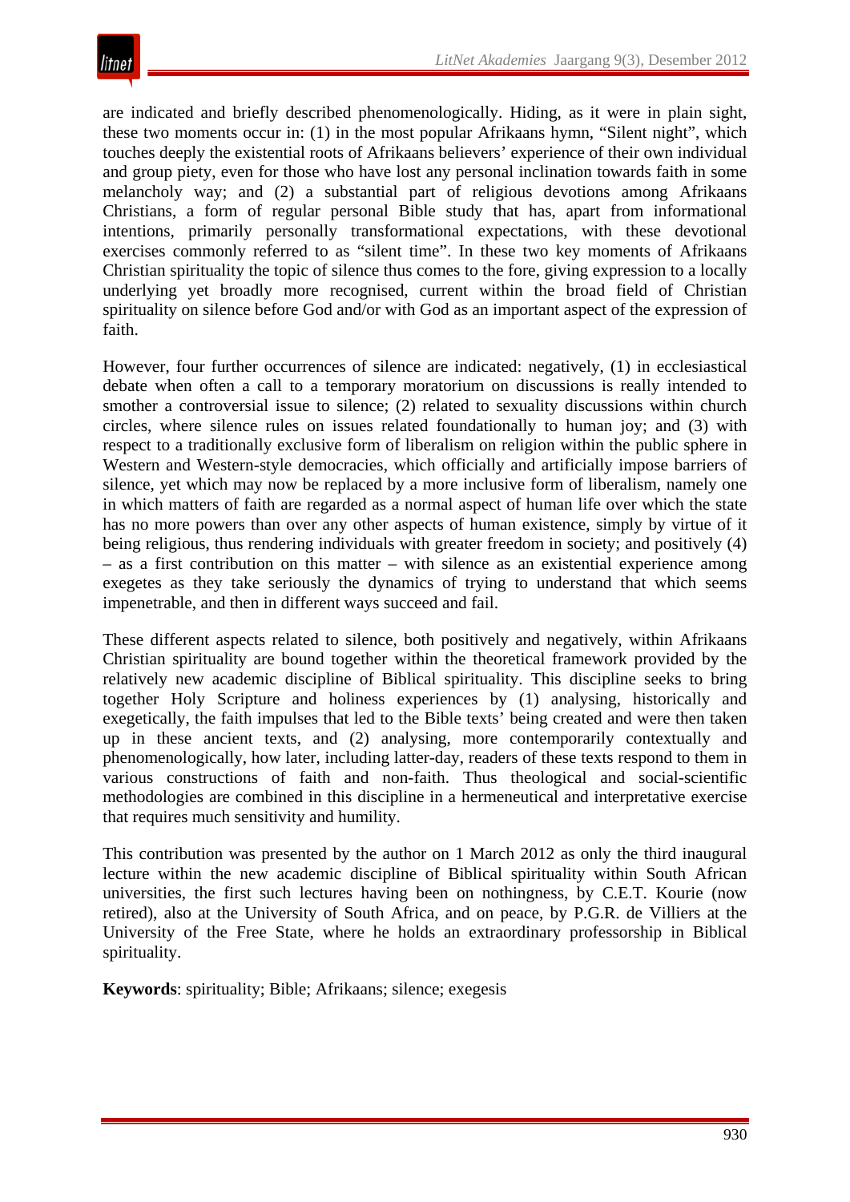are indicated and briefly described phenomenologically. Hiding, as it were in plain sight, these two moments occur in: (1) in the most popular Afrikaans hymn, "Silent night", which touches deeply the existential roots of Afrikaans believers' experience of their own individual and group piety, even for those who have lost any personal inclination towards faith in some melancholy way; and (2) a substantial part of religious devotions among Afrikaans Christians, a form of regular personal Bible study that has, apart from informational intentions, primarily personally transformational expectations, with these devotional exercises commonly referred to as "silent time". In these two key moments of Afrikaans Christian spirituality the topic of silence thus comes to the fore, giving expression to a locally underlying yet broadly more recognised, current within the broad field of Christian spirituality on silence before God and/or with God as an important aspect of the expression of faith.

However, four further occurrences of silence are indicated: negatively, (1) in ecclesiastical debate when often a call to a temporary moratorium on discussions is really intended to smother a controversial issue to silence; (2) related to sexuality discussions within church circles, where silence rules on issues related foundationally to human joy; and (3) with respect to a traditionally exclusive form of liberalism on religion within the public sphere in Western and Western-style democracies, which officially and artificially impose barriers of silence, yet which may now be replaced by a more inclusive form of liberalism, namely one in which matters of faith are regarded as a normal aspect of human life over which the state has no more powers than over any other aspects of human existence, simply by virtue of it being religious, thus rendering individuals with greater freedom in society; and positively (4) – as a first contribution on this matter – with silence as an existential experience among exegetes as they take seriously the dynamics of trying to understand that which seems impenetrable, and then in different ways succeed and fail.

These different aspects related to silence, both positively and negatively, within Afrikaans Christian spirituality are bound together within the theoretical framework provided by the relatively new academic discipline of Biblical spirituality. This discipline seeks to bring together Holy Scripture and holiness experiences by (1) analysing, historically and exegetically, the faith impulses that led to the Bible texts' being created and were then taken up in these ancient texts, and (2) analysing, more contemporarily contextually and phenomenologically, how later, including latter-day, readers of these texts respond to them in various constructions of faith and non-faith. Thus theological and social-scientific methodologies are combined in this discipline in a hermeneutical and interpretative exercise that requires much sensitivity and humility.

This contribution was presented by the author on 1 March 2012 as only the third inaugural lecture within the new academic discipline of Biblical spirituality within South African universities, the first such lectures having been on nothingness, by C.E.T. Kourie (now retired), also at the University of South Africa, and on peace, by P.G.R. de Villiers at the University of the Free State, where he holds an extraordinary professorship in Biblical spirituality.

**Keywords**: spirituality; Bible; Afrikaans; silence; exegesis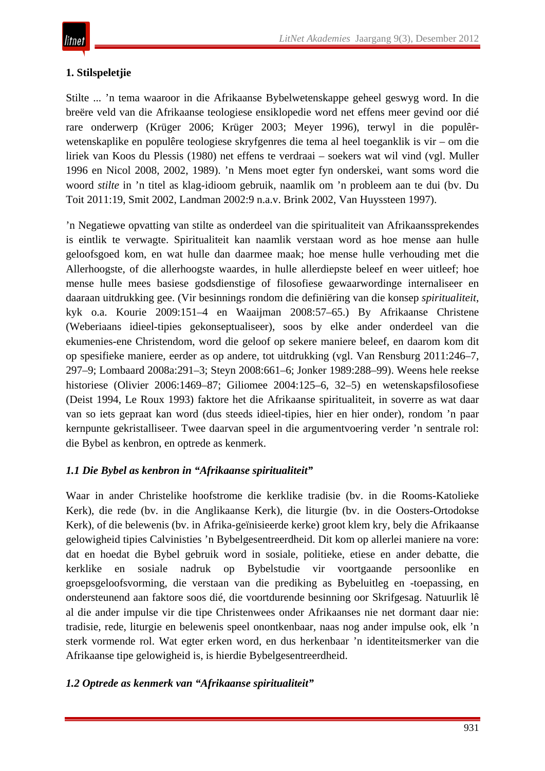## 1. Stilspeletjie

Stilte ... ’n tema waaroor in die Afrikaanse Bybelwetenskappe geheel geswyg word. In die breëre veld van die Afrikaanse teologiese ensiklopedie word net effens meer gevind oor dié rare onderwerp (Krüger 2006; Krüger 2003; Meyer 1996), terwyl in die populêr-wetenskaplike en populêre teologiese skryfgenres die tema al heel toeganklik is vir – om die liriek van Koos du Plessis (1980) net effens te verdraai – soekers wat wil vind (vgl. Muller 1996 en Nicol 2008, 2002, 1989). ’n Mens moet egter fyn onderskei, want soms word die woord *stilte* in ’n titel as klag-idioom gebruik, naamlik om ’n probleem aan te dui (bv. Du Toit 2011:19, Smit 2002, Landman 2002:9 n.a.v. Brink 2002, Van Huyssteen 1997).

’n Negatiewe opvatting van stilte as onderdeel van die spiritualiteit van Afrikaanssprekendes is eintlik te verwagte. Spiritualiteit kan naamlik verstaan word as hoe mense aan hulle geloofsgoed kom, en wat hulle dan daarmee maak; hoe mense hulle verhouding met die Allerhoogste, of die allerhoogste waardes, in hulle allerdiepste beleef en weer uitleef; hoe mense hulle mees basiese godsdienstige of filosofiese gewaarwordinge internaliseer en daaraan uitdrukking gee. (Vir besinnings rondom die definiëring van die konsep *spiritualiteit*, kyk o.a. Kourie 2009:151–4 en Waaijman 2008:57–65.) By Afrikaanse Christene (Weberiaans idieel-tipies gekonseptualiseer), soos by elke ander onderdeel van die ekumenies-ene Christendom, word die geloof op sekere maniere beleef, en daarom kom dit op spesifieke maniere, eerder as op andere, tot uitdrukking (vgl. Van Rensburg 2011:246–7, 297–9; Lombaard 2008a:291–3; Steyn 2008:661–6; Jonker 1989:288–99). Weens hele reekse historiese (Olivier 2006:1469–87; Giliomee 2004:125–6, 32–5) en wetenskapsfilosofiese (Deist 1994, Le Roux 1993) faktore het die Afrikaanse spiritualiteit, in soverre as wat daar van so iets gepraat kan word (dus steeds idieel-tipies, hier en hier onder), rondom ’n paar kernpunte gekristalliseer. Twee daarvan speel in die argumentvoering verder ’n sentrale rol: die Bybel as kenbron, en optrede as kenmerk.

### *1.1 Die Bybel as kenbron in “Afrikaanse spiritualiteit”*

Waar in ander Christelike hoofstrome die kerklike tradisie (bv. in die Rooms-Katolieke Kerk), die rede (bv. in die Anglikaanse Kerk), die liturgie (bv. in die Oosters-Ortodokse Kerk), of die belewenis (bv. in Afrika-geïnisieerde kerke) groot klem kry, bely die Afrikaanse gelowigheid tipies Calvinisties ’n Bybelgesentreerdheid. Dit kom op allerlei maniere na vore: dat en hoedat die Bybel gebruik word in sosiale, politieke, etiese en ander debatte, die kerklike en sosiale nadruk op Bybelstudie vir voortgaande persoonlike en groepsgeloofsvorming, die verstaan van die prediking as Bybeluitleg en -toepassing, en ondersteunend aan faktore soos dié, die voortdurende besinning oor Skrifgesag. Natuurlik lê al die ander impulse vir die tipe Christenwees onder Afrikaanses nie net dormant daar nie: tradisie, rede, liturgie en belewenis speel onontkenbaar, naas nog ander impulse ook, elk ’n sterk vormende rol. Wat egter erken word, en dus herkenbaar ’n identiteitsmerker van die Afrikaanse tipe gelowigheid is, is hierdie Bybelgesentreerdheid.

### *1.2 Optrede as kenmerk van “Afrikaanse spiritualiteit”*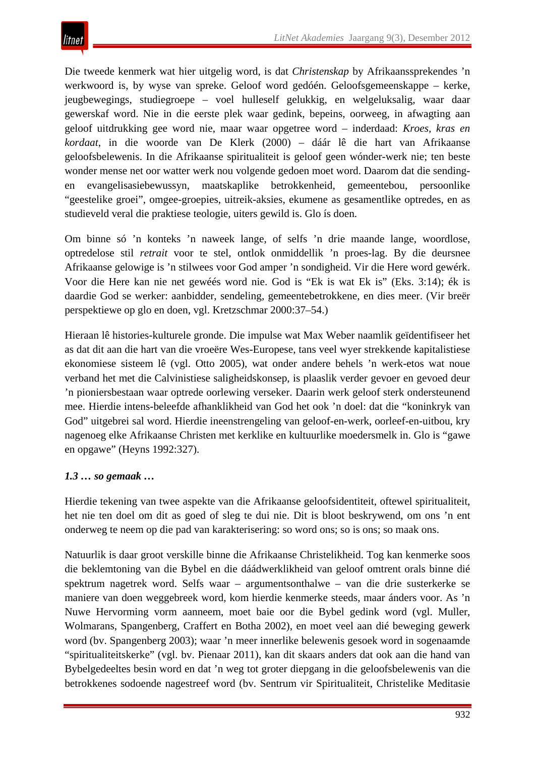Die tweede kenmerk wat hier uitgelig word, is dat *Christenskap* by Afrikaanssprekendes 'n werkwoord is, by wyse van spreke. Geloof word gedóén. Geloofsgemeenskappe – kerke, jeugbewegings, studiegroepe – voel hulleself gelukkig, en welgeluksalig, waar daar gewerskaf word. Nie in die eerste plek waar gedink, bepeins, oorweeg, in afwagting aan geloof uitdrukking gee word nie, maar waar opgetree word – inderdaad: *Kroes, kras en kordaat*, in die woorde van De Klerk (2000) – dáár lê die hart van Afrikaanse geloofsbelewenis. In die Afrikaanse spiritualiteit is geloof geen wónder-werk nie; ten beste wonder mense net oor watter werk nou volgende gedoen moet word. Daarom dat die sending- en evangelisasiebewussyn, maatskaplike betrokkenheid, gemeentebou, persoonlike "geestelike groei", omgee-groepies, uitreik-aksies, ekumene as gesamentlike optredes, en as studieveld veral die praktiese teologie, uiters gewild is. Glo ís doen.

Om binne só 'n konteks 'n naweek lange, of selfs 'n drie maande lange, woordlose, optredelose stil *retrait* voor te stel, ontlok onmiddellik 'n proes-lag. By die deursnee Afrikaanse gelowige is 'n stilwees voor God amper 'n sondigheid. Vir die Here word gewérk. Voor die Here kan nie net gewéés word nie. God is "Ek is wat Ek is" (Eks. 3:14); ék is daardie God se werker: aanbidder, sendeling, gemeentebetrokkene, en dies meer. (Vir breër perspektiewe op glo en doen, vgl. Kretzschmar 2000:37–54.)

Hieraan lê histories-kulturele gronde. Die impulse wat Max Weber naamlik geïdentifiseer het as dat dit aan die hart van die vroeëre Wes-Europese, tans veel wyer strekkende kapitalistiese ekonomiese sisteem lê (vgl. Otto 2005), wat onder andere behels 'n werk-etos wat noue verband het met die Calvinistiese saligheidskonsep, is plaaslik verder gevoer en gevoed deur 'n pioniersbestaan waar optrede oorlewing verseker. Daarin werk geloof sterk ondersteunend mee. Hierdie intens-beleefde afhanklikheid van God het ook 'n doel: dat die "koninkryk van God" uitgebrei sal word. Hierdie ineenstrengeling van geloof-en-werk, oorleef-en-uitbou, kry nagenoeg elke Afrikaanse Christen met kerklike en kultuurlike moedersmelk in. Glo is "gawe en opgawe" (Heyns 1992:327).

### *1.3 … so gemaak …*

Hierdie tekening van twee aspekte van die Afrikaanse geloofsidentiteit, oftewel spiritualiteit, het nie ten doel om dit as goed of sleg te dui nie. Dit is bloot beskrywend, om ons 'n ent onderweg te neem op die pad van karakterisering: so word ons; so is ons; so maak ons.

Natuurlik is daar groot verskille binne die Afrikaanse Christelikheid. Tog kan kenmerke soos die beklemtoning van die Bybel en die dáádwerklikheid van geloof omtrent orals binne dié spektrum nagetrek word. Selfs waar – argumentsonthalwe – van die drie susterkerke se maniere van doen weggebreek word, kom hierdie kenmerke steeds, maar ánders voor. As 'n Nuwe Hervorming vorm aanneem, moet baie oor die Bybel gedink word (vgl. Muller, Wolmarans, Spangenberg, Craffert en Botha 2002), en moet veel aan dié beweging gewerk word (bv. Spangenberg 2003); waar 'n meer innerlike belewenis gesoek word in sogenaamde "spiritualiteitskerke" (vgl. bv. Pienaar 2011), kan dit skaars anders dat ook aan die hand van Bybelgedeeltes besin word en dat 'n weg tot groter diepgang in die geloofsbelewenis van die betrokkenes sodoende nagestreef word (bv. Sentrum vir Spiritualiteit, Christelike Meditasie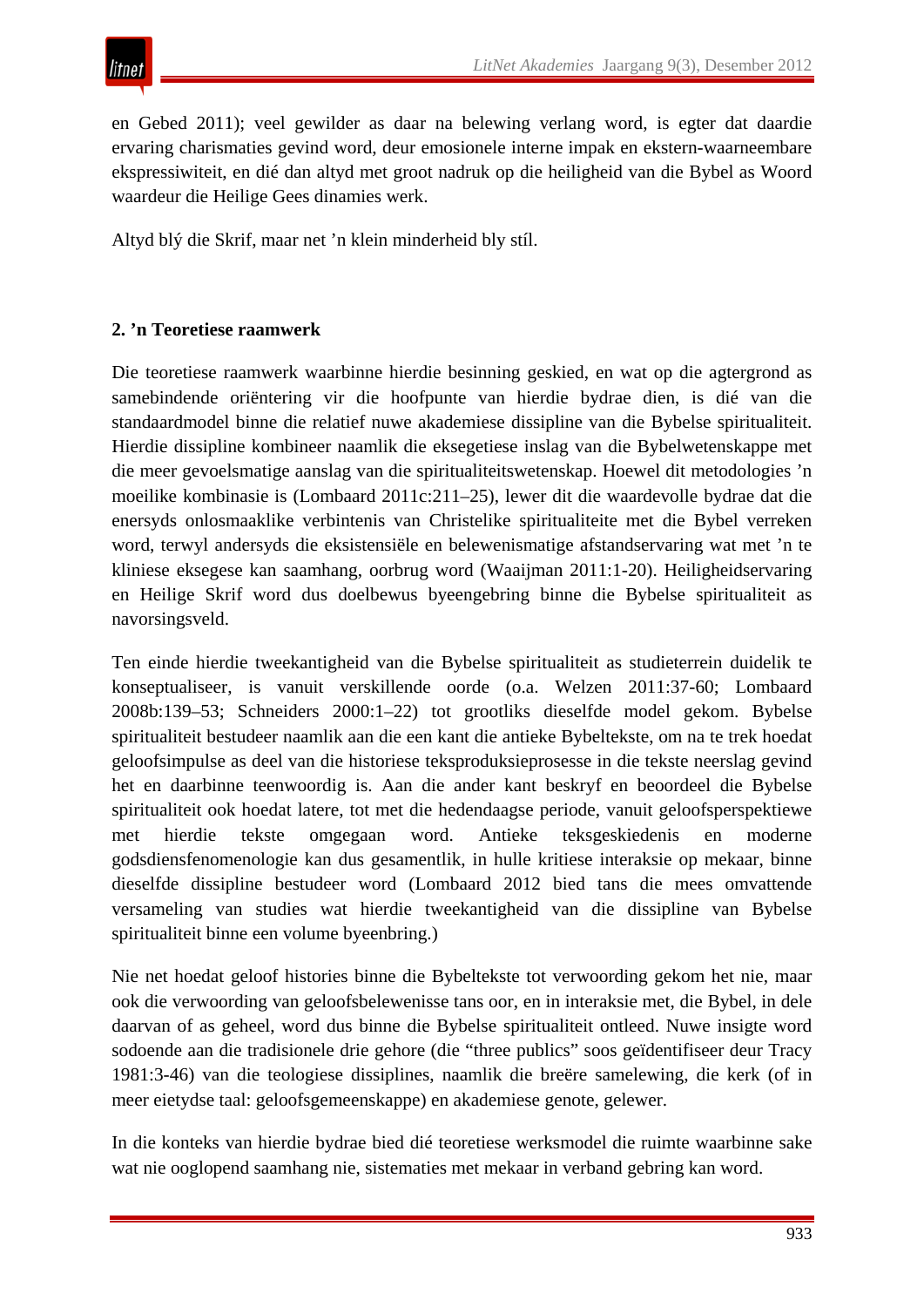en Gebed 2011); veel gewilder as daar na belewing verlang word, is egter dat daardie ervaring charismaties gevind word, deur emosionele interne impak en ekstern-waarneembare ekspressiwiteit, en dié dan altyd met groot nadruk op die heiligheid van die Bybel as Woord waardeur die Heilige Gees dinamies werk.

Altyd bly̋ die Skrif, maar net ’n klein minderheid bly stíl.

## 2. ’n Teoretiese raamwerk

Die teoretiese raamwerk waarbinne hierdie besinning geskied, en wat op die agtergrond as samebindende oriëntering vir die hoofpunte van hierdie bydrae dien, is dié van die standaardmodel binne die relatief nuwe akademiese dissipline van die Bybelse spiritualiteit. Hierdie dissipline kombineer naamlik die eksegetiese inslag van die Bybelwetenskappe met die meer gevoelsmatige aanslag van die spiritualiteitswetenskap. Hoewel dit metodologies ’n moeilike kombinasie is (Lombaard 2011c:211–25), lewer dit die waardevolle bydrae dat die enersyds onlosmaaklike verbintenis van Christelike spiritualiteite met die Bybel verreken word, terwyl andersyds die eksistensiële en belewenismatige afstandservaring wat met ’n te kliniese eksegese kan saamhang, oorbrug word (Waaijman 2011:1-20). Heiligheidservaring en Heilige Skrif word dus doelbewus byeengebring binne die Bybelse spiritualiteit as navorsingsveld.

Ten einde hierdie tweekantigheid van die Bybelse spiritualiteit as studieterrein duidelik te konseptualiseer, is vanuit verskillende oorde (o.a. Welzen 2011:37-60; Lombaard 2008b:139–53; Schneiders 2000:1–22) tot grootliks dieselfde model gekom. Bybelse spiritualiteit bestudeer naamlik aan die een kant die antieke Bybeltekste, om na te trek hoedat geloofsimpulse as deel van die historiese teksproduksieprosesse in die tekste neerslag gevind het en daarbinne teenwoordig is. Aan die ander kant beskryf en beoordeel die Bybelse spiritualiteit ook hoedat latere, tot met die hedendaagse periode, vanuit geloofsperspektiewe met hierdie tekste omgegaan word. Antieke teksgeskiedenis en moderne godsdiensfenomenologie kan dus gesamentlik, in hulle kritiese interaksie op mekaar, binne dieselfde dissipline bestudeer word (Lombaard 2012 bied tans die mees omvattende versameling van studies wat hierdie tweekantigheid van die dissipline van Bybelse spiritualiteit binne een volume byeenbring.)

Nie net hoedat geloof histories binne die Bybeltekste tot verwoording gekom het nie, maar ook die verwoording van geloofsbelewenisse tans oor, en in interaksie met, die Bybel, in dele daarvan of as geheel, word dus binne die Bybelse spiritualiteit ontleed. Nuwe insigte word sodoende aan die tradisionele drie gehore (die “three publics” soos geïdentifiseer deur Tracy 1981:3-46) van die teologiese dissiplines, naamlik die breëre samelewing, die kerk (of in meer eietydse taal: geloofsgemeenskappe) en akademiese genote, gelewer.

In die konteks van hierdie bydrae bied dié teoretiese werksmodel die ruimte waarbinne sake wat nie ooglopend saamhang nie, sistematies met mekaar in verband gebring kan word.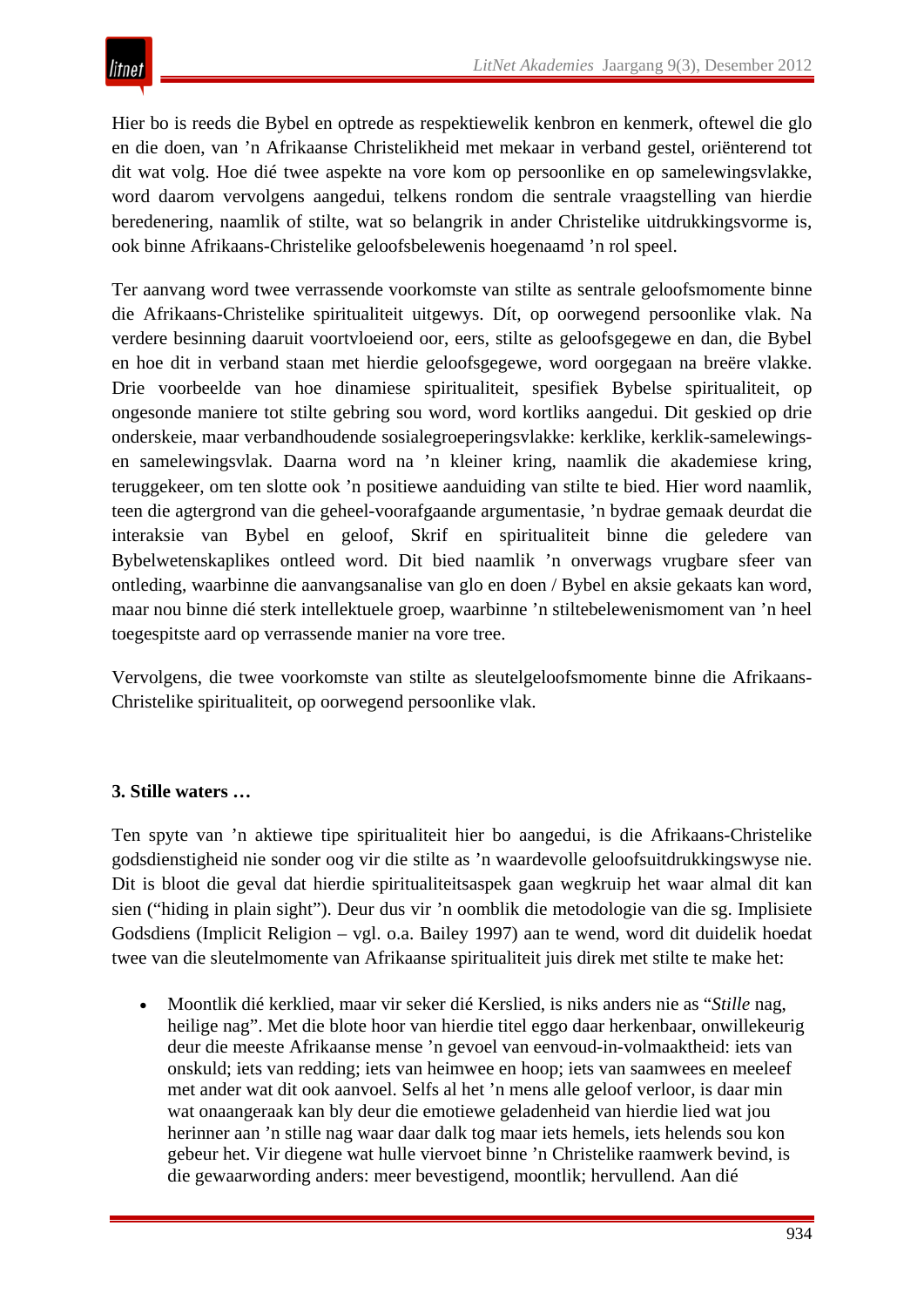Hier bo is reeds die Bybel en optrede as respektiewelik kenbron en kenmerk, oftewel die glo en die doen, van ’n Afrikaanse Christelikheid met mekaar in verband gestel, oriënterend tot dit wat volg. Hoe dié twee aspekte na vore kom op persoonlike en op samelewingsvlakke, word daarom vervolgens aangedui, telkens rondom die sentrale vraagstelling van hierdie beredenering, naamlik of stilte, wat so belangrik in ander Christelike uitdrukkingsvorme is, ook binne Afrikaans-Christelike geloofsbelewenis hoegenaamd ’n rol speel.

Ter aanvang word twee verrassende voorkomste van stilte as sentrale geloofsmomente binne die Afrikaans-Christelike spiritualiteit uitgewys. Dít, op oorwegend persoonlike vlak. Na verdere besinning daaruit voortvloeiend oor, eers, stilte as geloofsgegewe en dan, die Bybel en hoe dit in verband staan met hierdie geloofsgegewe, word oorgegaan na breëre vlakke. Drie voorbeelde van hoe dinamiese spiritualiteit, spesifiek Bybelse spiritualiteit, op ongesonde maniere tot stilte gebring sou word, word kortliks aangedui. Dit geskied op drie onderskeie, maar verbandhoudende sosialegroeperingsvlakke: kerklike, kerklik-samelewings- en samelewingsvlak. Daarna word na ’n kleiner kring, naamlik die akademiese kring, teruggekeer, om ten slotte ook ’n positiewe aanduiding van stilte te bied. Hier word naamlik, teen die agtergrond van die geheel-voorafgaande argumentasie, ’n bydrae gemaak deurdat die interaksie van Bybel en geloof, Skrif en spiritualiteit binne die geledere van Bybelwetenskaplikes ontleed word. Dit bied naamlik ’n onverwags vrugbare sfeer van ontleding, waarbinne die aanvangsanalise van glo en doen / Bybel en aksie gekaats kan word, maar nou binne dié sterk intellektuele groep, waarbinne ’n stiltebelewenismoment van ’n heel toegespitste aard op verrassende manier na vore tree.

Vervolgens, die twee voorkomste van stilte as sleutelgeloofsmomente binne die Afrikaans-Christelike spiritualiteit, op oorwegend persoonlike vlak.

### 3. Stille waters …

Ten spyte van ’n aktiewe tipe spiritualiteit hier bo aangedui, is die Afrikaans-Christelike godsdienstigheid nie sonder oog vir die stilte as ’n waardevolle geloofsuitdrukkingswyse nie. Dit is bloot die geval dat hierdie spiritualiteitsaspek gaan wegkruip het waar almal dit kan sien (“hiding in plain sight”). Deur dus vir ’n oomblik die metodologie van die sg. Implisiete Godsdiens (Implicit Religion – vgl. o.a. Bailey 1997) aan te wend, word dit duidelik hoedat twee van die sleutelmomente van Afrikaanse spiritualiteit juis direk met stilte te make het:

- Moontlik dié kerklied, maar vir seker dié Kerslied, is niks anders nie as “*Stille* nag, heilige nag”. Met die blote hoor van hierdie titel eggo daar herkenbaar, onwillekeurig deur die meeste Afrikaanse mense ’n gevoel van eenvoud-in-volmaaktheid: iets van onskuld; iets van redding; iets van heimwee en hoop; iets van saamwees en meeleef met ander wat dit ook aanvoel. Selfs al het ’n mens alle geloof verloor, is daar min wat onaangeraak kan bly deur die emotiewe geladenheid van hierdie lied wat jou herinner aan ’n stille nag waar daar dalk tog maar iets hemels, iets helends sou kon gebeur het. Vir diegene wat hulle viervoet binne ’n Christelike raamwerk bevind, is die gewaarwording anders: meer bevestigend, moontlik; hervullend. Aan dié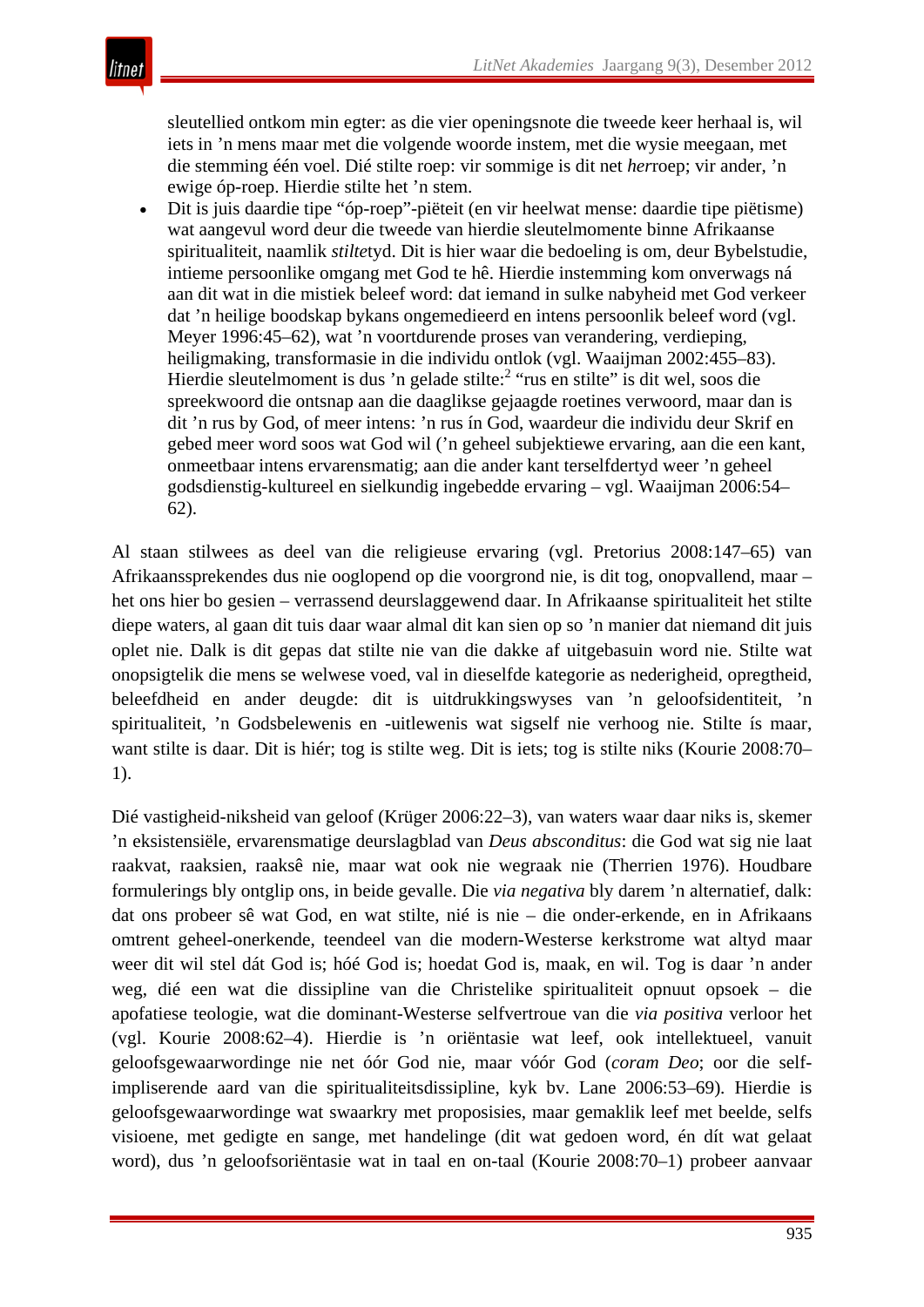sleutellied ontkom min egter: as die vier openingsnote die tweede keer herhaal is, wil iets in ’n mens maar met die volgende woorde instem, met die wysie meegaan, met die stemming één voel. Dié stilte roep: vir sommige is dit net *her*roep; vir ander, ’n ewige óp-roep. Hierdie stilte het ’n stem.

- Dit is juis daardie tipe “óp-roep”-piëteit (en vir heelwat mense: daardie tipe piëtisme) wat aangevul word deur die tweede van hierdie sleutelmomente binne Afrikaanse spiritualiteit, naamlik *stilte*tyd. Dit is hier waar die bedoeling is om, deur Bybelstudie, intieme persoonlike omgang met God te hê. Hierdie instemming kom onverwags ná aan dit wat in die mistiek beleef word: dat iemand in sulke nabyheid met God verkeer dat ’n heilige boodskap bykans ongemedieerd en intens persoonlik beleef word (vgl. Meyer 1996:45–62), wat ’n voortdurende proses van verandering, verdieping, heiligmaking, transformasie in die individu ontlok (vgl. Waaijman 2002:455–83). Hierdie sleutelmoment is dus ’n gelade stilte:[2] “rus en stilte” is dit wel, soos die spreekwoord die ontsnap aan die daaglikse gejaagde roetines verwoord, maar dan is dit ’n rus by God, of meer intens: ’n rus ín God, waardeur die individu deur Skrif en gebed meer word soos wat God wil (’n geheel subjektiewe ervaring, aan die een kant, onmeetbaar intens ervarensmatig; aan die ander kant terselfdertyd weer ’n geheel godsdienstig-kultureel en sielkundig ingebedde ervaring – vgl. Waaijman 2006:54–62).

Al staan stilwees as deel van die religieuse ervaring (vgl. Pretorius 2008:147–65) van Afrikaanssprekendes dus nie ooglopend op die voorgrond nie, is dit tog, onopvallend, maar – het ons hier bo gesien – verrassend deurslaggewend daar. In Afrikaanse spiritualiteit het stilte diepe waters, al gaan dit tuis daar waar almal dit kan sien op so ’n manier dat niemand dit juis oplet nie. Dalk is dit gepas dat stilte nie van die dakke af uitgebasuin word nie. Stilte wat onopsigtelik die mens se welwese voed, val in dieselfde kategorie as nederigheid, opregtheid, beleefdheid en ander deugde: dit is uitdrukkingswyses van ’n geloofsidentiteit, ’n spiritualiteit, ’n Godsbelewenis en -uitlewenis wat sigself nie verhoog nie. Stilte ís maar, want stilte is daar. Dit is hiér; tog is stilte weg. Dit is iets; tog is stilte niks (Kourie 2008:70–1).

Dié vastigheid-niksheid van geloof (Krüger 2006:22–3), van waters waar daar niks is, skemer ’n eksistensiële, ervarensmatige deurslagblad van *Deus absconditus*: die God wat sig nie laat raakvat, raaksien, raaksê nie, maar wat ook nie wegraak nie (Therrien 1976). Houdbare formulerings bly ontglip ons, in beide gevalle. Die *via negativa* bly darem ’n alternatief, dalk: dat ons probeer sê wat God, en wat stilte, nié is nie – die onder-erkende, en in Afrikaans omtrent geheel-onerkende, teendeel van die modern-Westerse kerkstrome wat altyd maar weer dit wil stel dát God is; hóé God is; hoedat God is, maak, en wil. Tog is daar ’n ander weg, dié een wat die dissipline van die Christelike spiritualiteit opnuut opsoek – die apofatiese teologie, wat die dominant-Westerse selfvertroue van die *via positiva* verloor het (vgl. Kourie 2008:62–4). Hierdie is ’n oriëntasie wat leef, ook intellektueel, vanuit geloofsgewaarwordinge nie net óór God nie, maar vóór God (*coram Deo*; oor die self-impliserende aard van die spiritualiteitsdissipline, kyk bv. Lane 2006:53–69). Hierdie is geloofsgewaarwordinge wat swaarkry met proposisies, maar gemaklik leef met beelde, selfs visioene, met gedigte en sange, met handelinge (dit wat gedoen word, én dít wat gelaat word), dus ’n geloofsoriëntasie wat in taal en on-taal (Kourie 2008:70–1) probeer aanvaar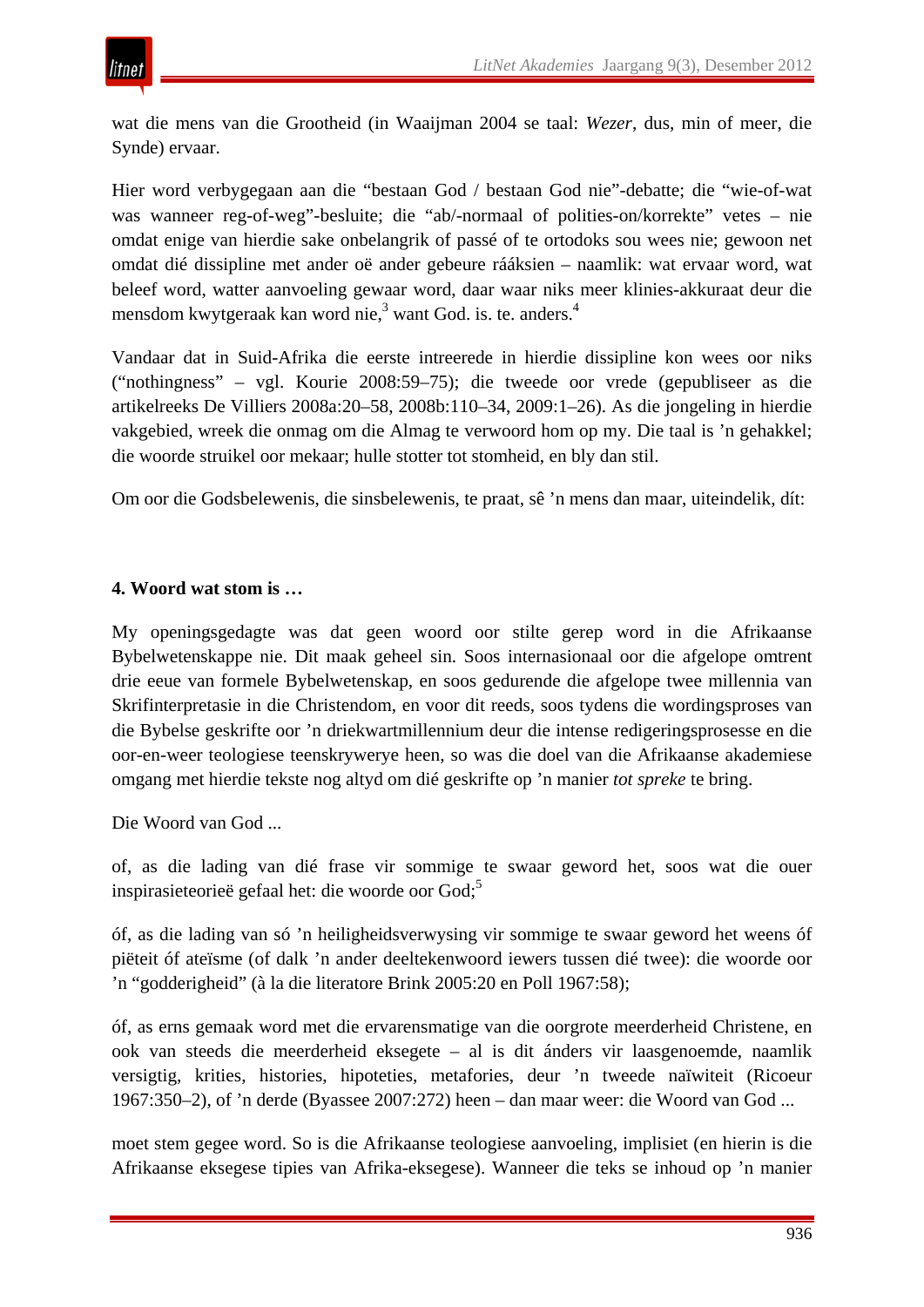wat die mens van die Grootheid (in Waaijman 2004 se taal: *Wezer*, dus, min of meer, die Synde) ervaar.

Hier word verbygegaan aan die "bestaan God / bestaan God nie"-debatte; die "wie-of-wat was wanneer reg-of-weg"-besluite; die "ab/-normaal of polities-on/korrekte" vetes – nie omdat enige van hierdie sake onbelangrik of passé of te ortodoks sou wees nie; gewoon net omdat dié dissipline met ander oë ander gebeure rááksien – naamlik: wat ervaar word, wat beleef word, watter aanvoeling gewaar word, daar waar niks meer klinies-akkuraat deur die mensdom kwytgeraak kan word nie,[3] want God. is. te. anders.[4]

Vandaar dat in Suid-Afrika die eerste intreerede in hierdie dissipline kon wees oor niks ("nothingness" – vgl. Kourie 2008:59–75); die tweede oor vrede (gepubliseer as die artikelreeks De Villiers 2008a:20–58, 2008b:110–34, 2009:1–26). As die jongeling in hierdie vakgebied, wreek die onmag om die Almag te verwoord hom op my. Die taal is 'n gehakkel; die woorde struikel oor mekaar; hulle stotter tot stomheid, en bly dan stil.

Om oor die Godsbelewenis, die sinsbelewenis, te praat, sê 'n mens dan maar, uiteindelik, dít:

#### 4. Woord wat stom is …

My openingsgedagte was dat geen woord oor stilte gerep word in die Afrikaanse Bybelwetenskappe nie. Dit maak geheel sin. Soos internasionaal oor die afgelope omtrent drie eeue van formele Bybelwetenskap, en soos gedurende die afgelope twee millennia van Skrifinterpretasie in die Christendom, en voor dit reeds, soos tydens die wordingsproses van die Bybelse geskrifte oor 'n driekwartmillennium deur die intense redigeringsprosesse en die oor-en-weer teologiese teenskrywerye heen, so was die doel van die Afrikaanse akademiese omgang met hierdie tekste nog altyd om dié geskrifte op 'n manier *tot spreke* te bring.

Die Woord van God ...

of, as die lading van dié frase vir sommige te swaar geword het, soos wat die ouer inspirasieteorieë gefaal het: die woorde oor God;[5]

óf, as die lading van só 'n heiligheidsverwysing vir sommige te swaar geword het weens óf piëteit óf ateïsme (of dalk 'n ander deeltekenwoord iewers tussen dié twee): die woorde oor 'n "godderigheid" (à la die literatore Brink 2005:20 en Poll 1967:58);

óf, as erns gemaak word met die ervarensmatige van die oorgrote meerderheid Christene, en ook van steeds die meerderheid eksegete – al is dit ánders vir laasgenoemde, naamlik versigtig, krities, histories, hipoteties, metafories, deur 'n tweede naïwiteit (Ricoeur 1967:350–2), of 'n derde (Byassee 2007:272) heen – dan maar weer: die Woord van God ...

moet stem gegee word. So is die Afrikaanse teologiese aanvoeling, implisiet (en hierin is die Afrikaanse eksegese tipies van Afrika-eksegese). Wanneer die teks se inhoud op 'n manier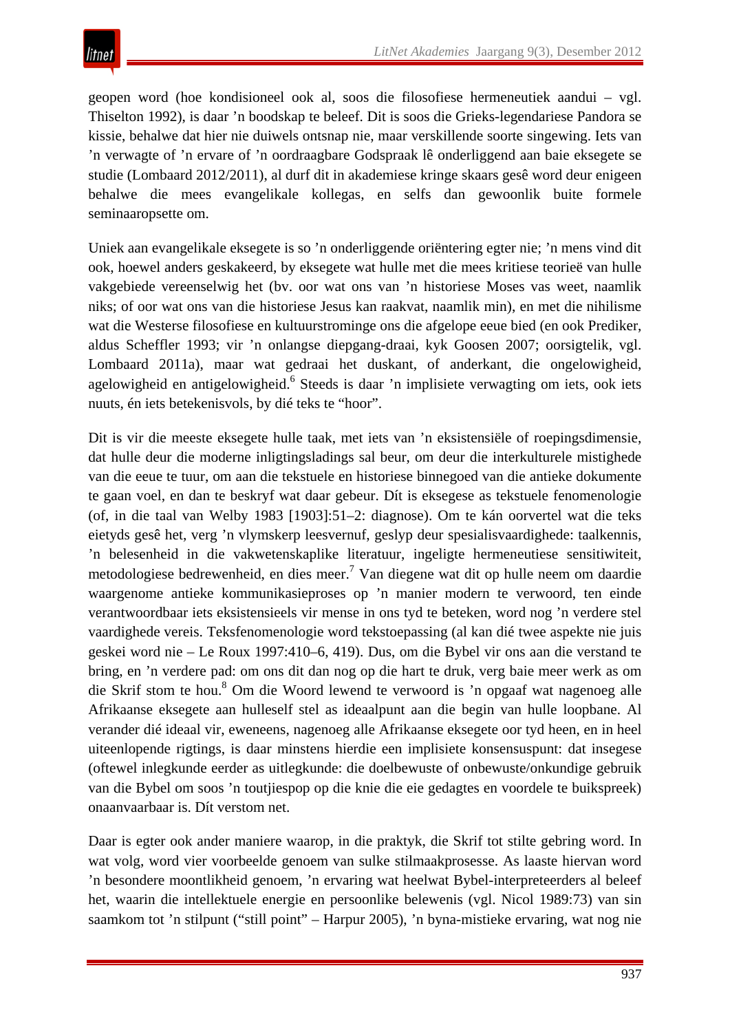geopen word (hoe kondisioneel ook al, soos die filosofiese hermeneutiek aandui – vgl. Thiselton 1992), is daar ’n boodskap te beleef. Dit is soos die Grieks-legendariese Pandora se kissie, behalwe dat hier nie duiwels ontsnap nie, maar verskillende soorte singewing. Iets van ’n verwagte of ’n ervare of ’n oordraagbare Godspraak lê onderliggend aan baie eksegete se studie (Lombaard 2012/2011), al durf dit in akademiese kringe skaars gesê word deur enigeen behalwe die mees evangelikale kollegas, en selfs dan gewoonlik buite formele seminaaropsette om.

Uniek aan evangelikale eksegete is so ’n onderliggende oriëntering egter nie; ’n mens vind dit ook, hoewel anders geskakeerd, by eksegete wat hulle met die mees kritiese teorieë van hulle vakgebiede vereenselwig het (bv. oor wat ons van ’n historiese Moses vas weet, naamlik niks; of oor wat ons van die historiese Jesus kan raakvat, naamlik min), en met die nihilisme wat die Westerse filosofiese en kultuurstrominge ons die afgelope eeue bied (en ook Prediker, aldus Scheffler 1993; vir ’n onlangse diepgang-draai, kyk Goosen 2007; oorsigtelik, vgl. Lombaard 2011a), maar wat gedraai het duskant, of anderkant, die ongelowigheid, agelowigheid en antigelowigheid.[6] Steeds is daar ’n implisiete verwagting om iets, ook iets nuuts, én iets betekenisvols, by dié teks te “hoor”.

Dit is vir die meeste eksegete hulle taak, met iets van ’n eksistensiële of roepingsdimensie, dat hulle deur die moderne inligtingsladings sal beur, om deur die interkulturele mistighede van die eeue te tuur, om aan die tekstuele en historiese binnegoed van die antieke dokumente te gaan voel, en dan te beskryf wat daar gebeur. Dít is eksegese as tekstuele fenomenologie (of, in die taal van Welby 1983 [1903]:51–2: diagnose). Om te kán oorvertel wat die teks eietyds gesê het, verg ’n vlymskerp leesvernuf, geslyp deur spesialisvaardighede: taalkennis, ’n belesenheid in die vakwetenskaplike literatuur, ingeligte hermeneutiese sensitiwiteit, metodologiese bedrewenheid, en dies meer.[7] Van diegene wat dit op hulle neem om daardie waargenome antieke kommunikasieproses op ’n manier modern te verwoord, ten einde verantwoordbaar iets eksistensieels vir mense in ons tyd te beteken, word nog ’n verdere stel vaardighede vereis. Teksfenomenologie word tekstoepassing (al kan dié twee aspekte nie juis geskei word nie – Le Roux 1997:410–6, 419). Dus, om die Bybel vir ons aan die verstand te bring, en ’n verdere pad: om ons dit dan nog op die hart te druk, verg baie meer werk as om die Skrif stom te hou.[8] Om die Woord lewend te verwoord is ’n opgaaf wat nagenoeg alle Afrikaanse eksegete aan hulleself stel as ideaalpunt aan die begin van hulle loopbane. Al verander dié ideaal vir, eweneens, nagenoeg alle Afrikaanse eksegete oor tyd heen, en in heel uiteenlopende rigtings, is daar minstens hierdie een implisiete konsensuspunt: dat insegese (oftewel inlegkunde eerder as uitlegkunde: die doelbewuste of onbewuste/onkundige gebruik van die Bybel om soos ’n toutjiespop op die knie die eie gedagtes en voordele te buikspreek) onaanvaarbaar is. Dít verstom net.

Daar is egter ook ander maniere waarop, in die praktyk, die Skrif tot stilte gebring word. In wat volg, word vier voorbeelde genoem van sulke stilmaakprosesse. As laaste hiervan word ’n besondere moontlikheid genoem, ’n ervaring wat heelwat Bybel-interpreteerders al beleef het, waarin die intellektuele energie en persoonlike belewenis (vgl. Nicol 1989:73) van sin saamkom tot ’n stilpunt (“still point” – Harpur 2005), ’n byna-mistieke ervaring, wat nog nie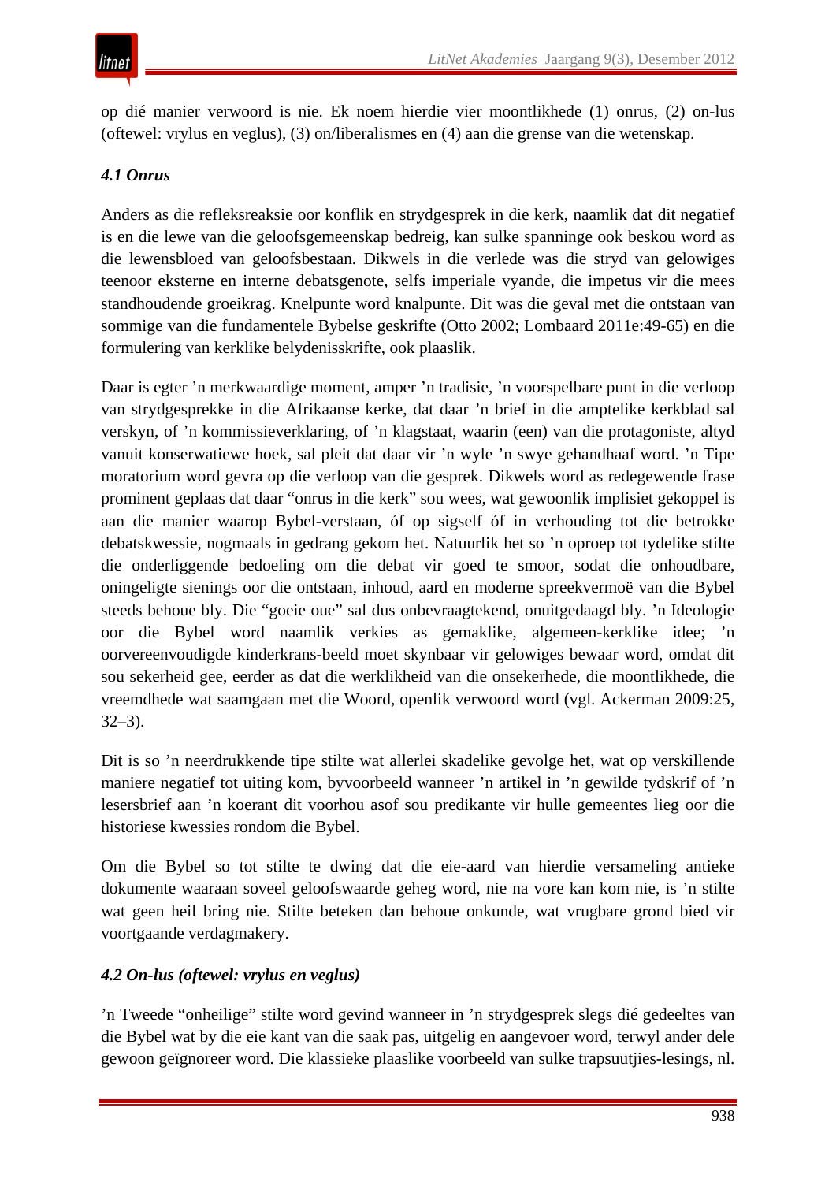op dié manier verwoord is nie. Ek noem hierdie vier moontlikhede (1) onrus, (2) on-lus (oftewel: vrylus en veglus), (3) on/liberalismes en (4) aan die grense van die wetenskap.

### *4.1 Onrus*

Anders as die refleksreaksie oor konflik en strydgesprek in die kerk, naamlik dat dit negatief is en die lewe van die geloofsgemeenskap bedreig, kan sulke spanninge ook beskou word as die lewensbloed van geloofsbestaan. Dikwels in die verlede was die stryd van gelowiges teenoor eksterne en interne debatsgenote, selfs imperiale vyande, die impetus vir die mees standhoudende groeikrag. Knelpunte word knalpunte. Dit was die geval met die ontstaan van sommige van die fundamentele Bybelse geskrifte (Otto 2002; Lombaard 2011e:49-65) en die formulering van kerklike belydenisskrifte, ook plaaslik.

Daar is egter 'n merkwaardige moment, amper 'n tradisie, 'n voorspelbare punt in die verloop van strydgesprekke in die Afrikaanse kerke, dat daar 'n brief in die amptelike kerkblad sal verskyn, of 'n kommissieverklaring, of 'n klagstaat, waarin (een) van die protagoniste, altyd vanuit konserwatiewe hoek, sal pleit dat daar vir 'n wyle 'n swye gehandhaaf word. 'n Tipe moratorium word gevra op die verloop van die gesprek. Dikwels word as redegewende frase prominent geplaas dat daar "onrus in die kerk" sou wees, wat gewoonlik implisiet gekoppel is aan die manier waarop Bybel-verstaan, óf op sigself óf in verhouding tot die betrokke debatskwessie, nogmaals in gedrang gekom het. Natuurlik het so 'n oproep tot tydelike stilte die onderliggende bedoeling om die debat vir goed te smoor, sodat die onhoudbare, oningeligte sienings oor die ontstaan, inhoud, aard en moderne spreekvermoë van die Bybel steeds behoue bly. Die "goeie oue" sal dus onbevraagtekend, onuitgedaagd bly. 'n Ideologie oor die Bybel word naamlik verkies as gemaklike, algemeen-kerklike idee; 'n oorvereenvoudigde kinderkrans-beeld moet skynbaar vir gelowiges bewaar word, omdat dit sou sekerheid gee, eerder as dat die werklikheid van die onsekerhede, die moontlikhede, die vreemdhede wat saamgaan met die Woord, openlik verwoord word (vgl. Ackerman 2009:25, 32–3).

Dit is so 'n neerdrukkende tipe stilte wat allerlei skadelike gevolge het, wat op verskillende maniere negatief tot uiting kom, byvoorbeeld wanneer 'n artikel in 'n gewilde tydskrif of 'n lesersbrief aan 'n koerant dit voorhou asof sou predikante vir hulle gemeentes lieg oor die historiese kwessies rondom die Bybel.

Om die Bybel so tot stilte te dwing dat die eie-aard van hierdie versameling antieke dokumente waaraan soveel geloofswaarde geheg word, nie na vore kan kom nie, is 'n stilte wat geen heil bring nie. Stilte beteken dan behoue onkunde, wat vrugbare grond bied vir voortgaande verdagmakery.

### *4.2 On-lus (oftewel: vrylus en veglus)*

'n Tweede "onheilige" stilte word gevind wanneer in 'n strydgesprek slegs dié gedeeltes van die Bybel wat by die eie kant van die saak pas, uitgelig en aangevoer word, terwyl ander dele gewoon geïgnoreer word. Die klassieke plaaslike voorbeeld van sulke trapsuutjies-lesings, nl.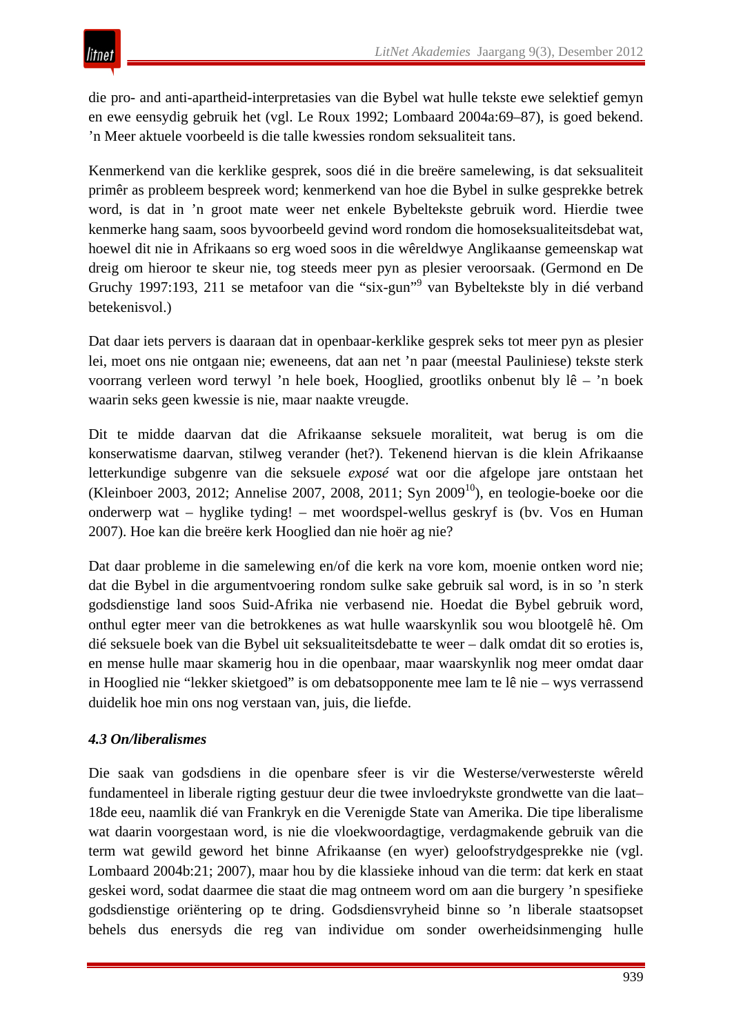die pro- and anti-apartheid-interpretasies van die Bybel wat hulle tekste ewe selektief gemyn en ewe eensydig gebruik het (vgl. Le Roux 1992; Lombaard 2004a:69–87), is goed bekend. ’n Meer aktuele voorbeeld is die talle kwessies rondom seksualiteit tans.

Kenmerkend van die kerklike gesprek, soos dié in die breëre samelewing, is dat seksualiteit primêr as probleem bespreek word; kenmerkend van hoe die Bybel in sulke gesprekke betrek word, is dat in ’n groot mate weer net enkele Bybeltekste gebruik word. Hierdie twee kenmerke hang saam, soos byvoorbeeld gevind word rondom die homoseksualiteitsdebat wat, hoewel dit nie in Afrikaans so erg woed soos in die wêreldwye Anglikaanse gemeenskap wat dreig om hieroor te skeur nie, tog steeds meer pyn as plesier veroorsaak. (Germond en De Gruchy 1997:193, 211 se metafoor van die “six-gun”[9] van Bybeltekste bly in dié verband betekenisvol.)

Dat daar iets pervers is daaraan dat in openbaar-kerklike gesprek seks tot meer pyn as plesier lei, moet ons nie ontgaan nie; eweneens, dat aan net ’n paar (meestal Pauliniese) tekste sterk voorrang verleen word terwyl ’n hele boek, Hooglied, grootliks onbenut bly lê – ’n boek waarin seks geen kwessie is nie, maar naakte vreugde.

Dit te midde daarvan dat die Afrikaanse seksuele moraliteit, wat berug is om die konserwatisme daarvan, stilweg verander (het?). Tekenend hiervan is die klein Afrikaanse letterkundige subgenre van die seksuele *exposé* wat oor die afgelope jare ontstaan het (Kleinboer 2003, 2012; Annelise 2007, 2008, 2011; Syn 2009[10]), en teologie-boeke oor die onderwerp wat – hyglike tyding! – met woordspel-wellus geskryf is (bv. Vos en Human 2007). Hoe kan die breëre kerk Hooglied dan nie hoër ag nie?

Dat daar probleme in die samelewing en/of die kerk na vore kom, moenie ontken word nie; dat die Bybel in die argumentvoering rondom sulke sake gebruik sal word, is in so ’n sterk godsdienstige land soos Suid-Afrika nie verbasend nie. Hoedat die Bybel gebruik word, onthul egter meer van die betrokkenes as wat hulle waarskynlik sou wou blootgelê hê. Om dié seksuele boek van die Bybel uit seksualiteitsdebatte te weer – dalk omdat dit so eroties is, en mense hulle maar skamerig hou in die openbaar, maar waarskynlik nog meer omdat daar in Hooglied nie “lekker skietgoed” is om debatsopponente mee lam te lê nie – wys verrassend duidelik hoe min ons nog verstaan van, juis, die liefde.

### *4.3 On/liberalismes*

Die saak van godsdiens in die openbare sfeer is vir die Westerse/verwesterste wêreld fundamenteel in liberale rigting gestuur deur die twee invloedrykste grondwette van die laat–18de eeu, naamlik dié van Frankryk en die Verenigde State van Amerika. Die tipe liberalisme wat daarin voorgestaan word, is nie die vloekwoordagtige, verdagmakende gebruik van die term wat gewild geword het binne Afrikaanse (en wyer) geloofstrydgesprekke nie (vgl. Lombaard 2004b:21; 2007), maar hou by die klassieke inhoud van die term: dat kerk en staat geskei word, sodat daarmee die staat die mag ontneem word om aan die burgery ’n spesifieke godsdienstige oriëntering op te dring. Godsdiensvryheid binne so ’n liberale staatsopset behels dus enersyds die reg van individue om sonder owerheidsinmenging hulle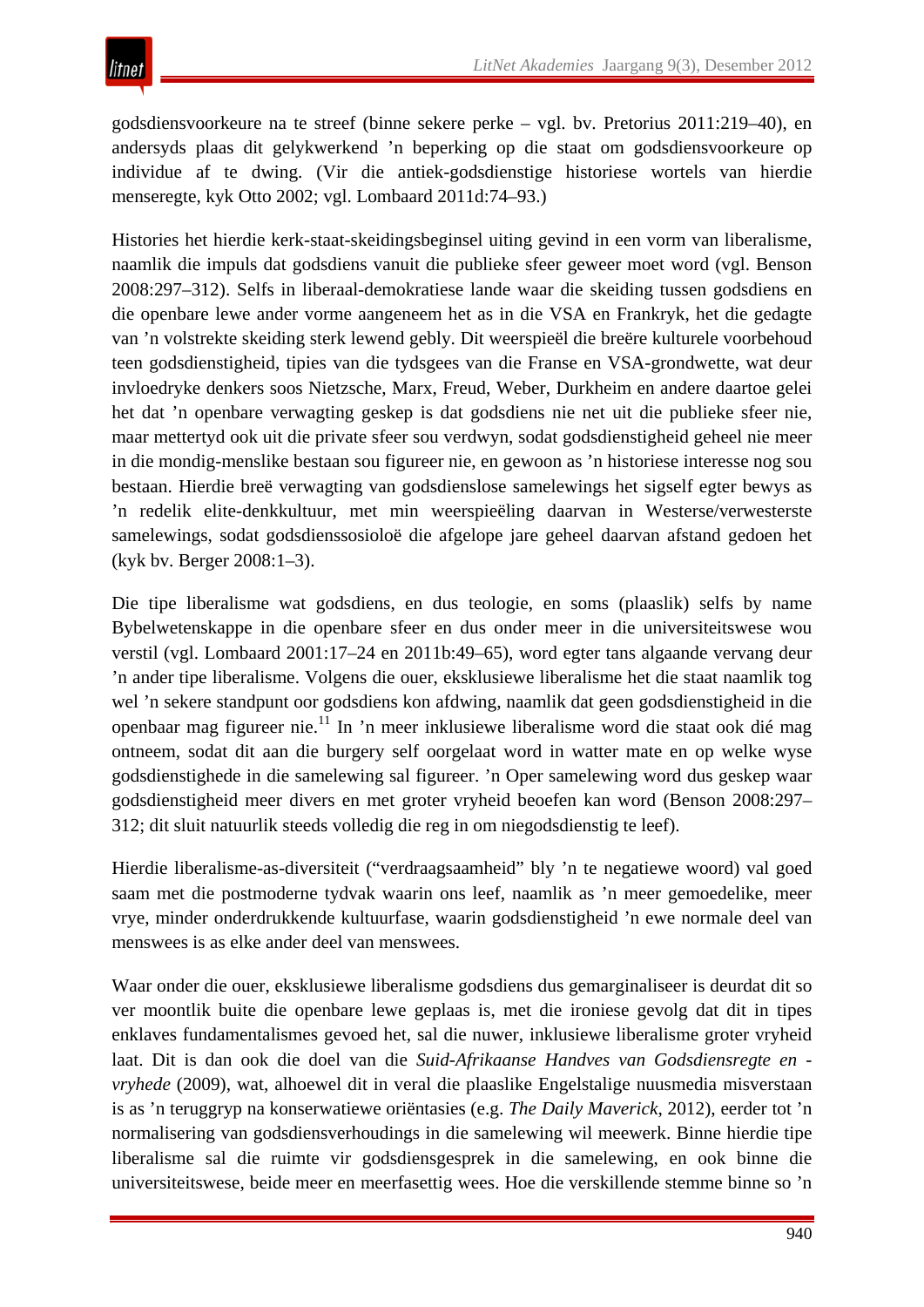godsdiensvoorkeure na te streef (binne sekere perke – vgl. bv. Pretorius 2011:219–40), en andersyds plaas dit gelykwerkend ’n beperking op die staat om godsdiensvoorkeure op individue af te dwing. (Vir die antiek-godsdienstige historiese wortels van hierdie menseregte, kyk Otto 2002; vgl. Lombaard 2011d:74–93.)

Histories het hierdie kerk-staat-skeidingsbeginsel uiting gevind in een vorm van liberalisme, naamlik die impuls dat godsdiens vanuit die publieke sfeer geweer moet word (vgl. Benson 2008:297–312). Selfs in liberaal-demokratiese lande waar die skeiding tussen godsdiens en die openbare lewe ander vorme aangeneem het as in die VSA en Frankryk, het die gedagte van ’n volstrekte skeiding sterk lewend gebly. Dit weerspieël die breëre kulturele voorbehoud teen godsdienstigheid, tipies van die tydsgees van die Franse en VSA-grondwette, wat deur invloedryke denkers soos Nietzsche, Marx, Freud, Weber, Durkheim en andere daartoe gelei het dat ’n openbare verwagting geskep is dat godsdiens nie net uit die publieke sfeer nie, maar mettertyd ook uit die private sfeer sou verdwyn, sodat godsdienstigheid geheel nie meer in die mondig-menslike bestaan sou figureer nie, en gewoon as ’n historiese interesse nog sou bestaan. Hierdie breë verwagting van godsdienslose samelewings het sigself egter bewys as ’n redelik elite-denkkultuur, met min weerspieëling daarvan in Westerse/verwesterste samelewings, sodat godsdienssosioloë die afgelope jare geheel daarvan afstand gedoen het (kyk bv. Berger 2008:1–3).

Die tipe liberalisme wat godsdiens, en dus teologie, en soms (plaaslik) selfs by name Bybelwetenskappe in die openbare sfeer en dus onder meer in die universiteitswese wou verstil (vgl. Lombaard 2001:17–24 en 2011b:49–65), word egter tans algaande vervang deur ’n ander tipe liberalisme. Volgens die ouer, eksklusiewe liberalisme het die staat naamlik tog wel ’n sekere standpunt oor godsdiens kon afdwing, naamlik dat geen godsdienstigheid in die openbaar mag figureer nie.[11] In ’n meer inklusiewe liberalisme word die staat ook dié mag ontneem, sodat dit aan die burgery self oorgelaat word in watter mate en op welke wyse godsdienstighede in die samelewing sal figureer. ’n Oper samelewing word dus geskep waar godsdienstigheid meer divers en met groter vryheid beoefen kan word (Benson 2008:297–312; dit sluit natuurlik steeds volledig die reg in om niegodsdienstig te leef).

Hierdie liberalisme-as-diversiteit (“verdraagsaamheid” bly ’n te negatiewe woord) val goed saam met die postmoderne tydvak waarin ons leef, naamlik as ’n meer gemoedelike, meer vrye, minder onderdrukkende kultuurfase, waarin godsdienstigheid ’n ewe normale deel van menswees is as elke ander deel van menswees.

Waar onder die ouer, eksklusiewe liberalisme godsdiens dus gemarginaliseer is deurdat dit so ver moontlik buite die openbare lewe geplaas is, met die ironiese gevolg dat dit in tipes enklaves fundamentalismes gevoed het, sal die nuwer, inklusiewe liberalisme groter vryheid laat. Dit is dan ook die doel van die *Suid-Afrikaanse Handves van Godsdiensregte en -vryhede* (2009), wat, alhoewel dit in veral die plaaslike Engelstalige nuusmedia misverstaan is as ’n teruggryp na konserwatiewe oriëntasies (e.g. *The Daily Maverick*, 2012), eerder tot ’n normalisering van godsdiensverhoudings in die samelewing wil meewerk. Binne hierdie tipe liberalisme sal die ruimte vir godsdiensgesprek in die samelewing, en ook binne die universiteitswese, beide meer en meerfasettig wees. Hoe die verskillende stemme binne so ’n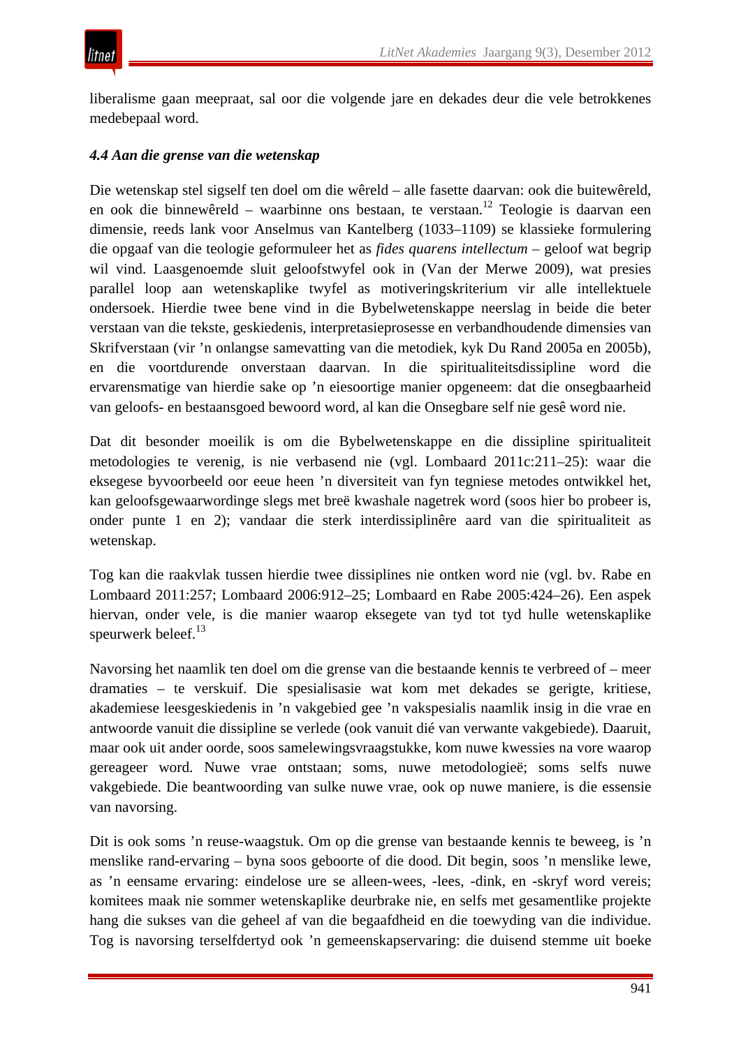liberalisme gaan meepraat, sal oor die volgende jare en dekades deur die vele betrokkenes medebepaal word.

### *4.4 Aan die grense van die wetenskap*

Die wetenskap stel sigself ten doel om die wêreld – alle fasette daarvan: ook die buitewêreld, en ook die binnewêreld – waarbinne ons bestaan, te verstaan.[12] Teologie is daarvan een dimensie, reeds lank voor Anselmus van Kantelberg (1033–1109) se klassieke formulering die opgaaf van die teologie geformuleer het as *fides quarens intellectum* – geloof wat begrip wil vind. Laasgenoemde sluit geloofstwyfel ook in (Van der Merwe 2009), wat presies parallel loop aan wetenskaplike twyfel as motiveringskriterium vir alle intellektuele ondersoek. Hierdie twee bene vind in die Bybelwetenskappe neerslag in beide die beter verstaan van die tekste, geskiedenis, interpretasieprosesse en verbandhoudende dimensies van Skrifverstaan (vir ’n onlangse samevatting van die metodiek, kyk Du Rand 2005a en 2005b), en die voortdurende onverstaan daarvan. In die spiritualiteitsdissipline word die ervarensmatige van hierdie sake op ’n eiesoortige manier opgeneem: dat die onsegbaarheid van geloofs- en bestaansgoed bewoord word, al kan die Onsegbare self nie gesê word nie.

Dat dit besonder moeilik is om die Bybelwetenskappe en die dissipline spiritualiteit metodologies te verenig, is nie verbasend nie (vgl. Lombaard 2011c:211–25): waar die eksegese byvoorbeeld oor eeue heen ’n diversiteit van fyn tegniese metodes ontwikkel het, kan geloofsgewaarwordinge slegs met breë kwashale nagetrek word (soos hier bo probeer is, onder punte 1 en 2); vandaar die sterk interdissiplinêre aard van die spiritualiteit as wetenskap.

Tog kan die raakvlak tussen hierdie twee dissiplines nie ontken word nie (vgl. bv. Rabe en Lombaard 2011:257; Lombaard 2006:912–25; Lombaard en Rabe 2005:424–26). Een aspek hiervan, onder vele, is die manier waarop eksegete van tyd tot tyd hulle wetenskaplike speurwerk beleef.[13]

Navorsing het naamlik ten doel om die grense van die bestaande kennis te verbreed of – meer dramaties – te verskuif. Die spesialisasie wat kom met dekades se gerigte, kritiese, akademiese leesgeskiedenis in ’n vakgebied gee ’n vakspesialis naamlik insig in die vrae en antwoorde vanuit die dissipline se verlede (ook vanuit dié van verwante vakgebiede). Daaruit, maar ook uit ander oorde, soos samelewingsvraagstukke, kom nuwe kwessies na vore waarop gereageer word. Nuwe vrae ontstaan; soms, nuwe metodologieë; soms selfs nuwe vakgebiede. Die beantwoording van sulke nuwe vrae, ook op nuwe maniere, is die essensie van navorsing.

Dit is ook soms ’n reuse-waagstuk. Om op die grense van bestaande kennis te beweeg, is ’n menslike rand-ervaring – byna soos geboorte of die dood. Dit begin, soos ’n menslike lewe, as ’n eensame ervaring: eindelose ure se alleen-wees, -lees, -dink, en -skryf word vereis; komitees maak nie sommer wetenskaplike deurbrake nie, en selfs met gesamentlike projekte hang die sukses van die geheel af van die begaafdheid en die toewyding van die individue. Tog is navorsing terselfdertyd ook ’n gemeenskapservaring: die duisend stemme uit boeke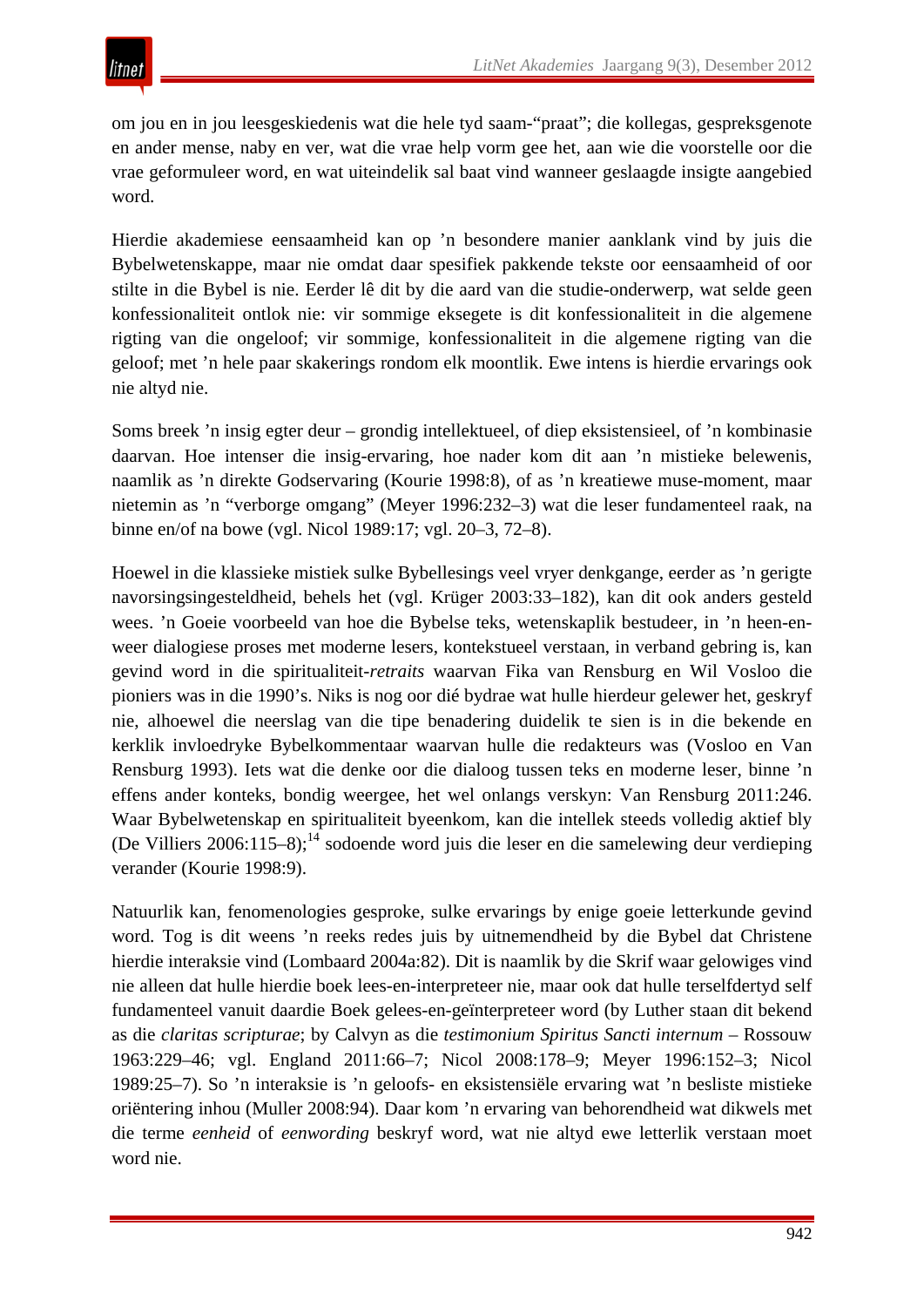om jou en in jou leesgeskiedenis wat die hele tyd saam-"praat"; die kollegas, gespreksgenote en ander mense, naby en ver, wat die vrae help vorm gee het, aan wie die voorstelle oor die vrae geformuleer word, en wat uiteindelik sal baat vind wanneer geslaagde insigte aangebied word.

Hierdie akademiese eensaamheid kan op 'n besondere manier aanklank vind by juis die Bybelwetenskappe, maar nie omdat daar spesifiek pakkende tekste oor eensaamheid of oor stilte in die Bybel is nie. Eerder lê dit by die aard van die studie-onderwerp, wat selde geen konfessionaliteit ontlok nie: vir sommige eksegete is dit konfessionaliteit in die algemene rigting van die ongeloof; vir sommige, konfessionaliteit in die algemene rigting van die geloof; met 'n hele paar skakerings rondom elk moontlik. Ewe intens is hierdie ervarings ook nie altyd nie.

Soms breek 'n insig egter deur – grondig intellektueel, of diep eksistensieel, of 'n kombinasie daarvan. Hoe intenser die insig-ervaring, hoe nader kom dit aan 'n mistieke belewenis, naamlik as 'n direkte Godservaring (Kourie 1998:8), of as 'n kreatiewe muse-moment, maar nietemin as 'n "verborge omgang" (Meyer 1996:232–3) wat die leser fundamenteel raak, na binne en/of na bowe (vgl. Nicol 1989:17; vgl. 20–3, 72–8).

Hoewel in die klassieke mistiek sulke Bybellesings veel vryer denkgange, eerder as 'n gerigte navorsingsingesteldheid, behels het (vgl. Krüger 2003:33–182), kan dit ook anders gesteld wees. 'n Goeie voorbeeld van hoe die Bybelse teks, wetenskaplik bestudeer, in 'n heen-en-weer dialogiese proses met moderne lesers, kontekstueel verstaan, in verband gebring is, kan gevind word in die spiritualiteit-*retraits* waarvan Fika van Rensburg en Wil Vosloo die pioniers was in die 1990's. Niks is nog oor dié bydrae wat hulle hierdeur gelewer het, geskryf nie, alhoewel die neerslag van die tipe benadering duidelik te sien is in die bekende en kerklik invloedryke Bybelkommentaar waarvan hulle die redakteurs was (Vosloo en Van Rensburg 1993). Iets wat die denke oor die dialoog tussen teks en moderne leser, binne 'n effens ander konteks, bondig weergee, het wel onlangs verskyn: Van Rensburg 2011:246. Waar Bybelwetenskap en spiritualiteit byeenkom, kan die intellek steeds volledig aktief bly (De Villiers 2006:115–8);[14] sodoende word juis die leser en die samelewing deur verdieping verander (Kourie 1998:9).

Natuurlik kan, fenomenologies gesproke, sulke ervarings by enige goeie letterkunde gevind word. Tog is dit weens 'n reeks redes juis by uitnemendheid by die Bybel dat Christene hierdie interaksie vind (Lombaard 2004a:82). Dit is naamlik by die Skrif waar gelowiges vind nie alleen dat hulle hierdie boek lees-en-interpreteer nie, maar ook dat hulle terselfdertyd self fundamenteel vanuit daardie Boek gelees-en-geïnterpreteer word (by Luther staan dit bekend as die *claritas scripturae*; by Calvyn as die *testimonium Spiritus Sancti internum* – Rossouw 1963:229–46; vgl. England 2011:66–7; Nicol 2008:178–9; Meyer 1996:152–3; Nicol 1989:25–7). So 'n interaksie is 'n geloofs- en eksistensiële ervaring wat 'n besliste mistieke oriëntering inhou (Muller 2008:94). Daar kom 'n ervaring van behorendheid wat dikwels met die terme *eenheid* of *eenwording* beskryf word, wat nie altyd ewe letterlik verstaan moet word nie.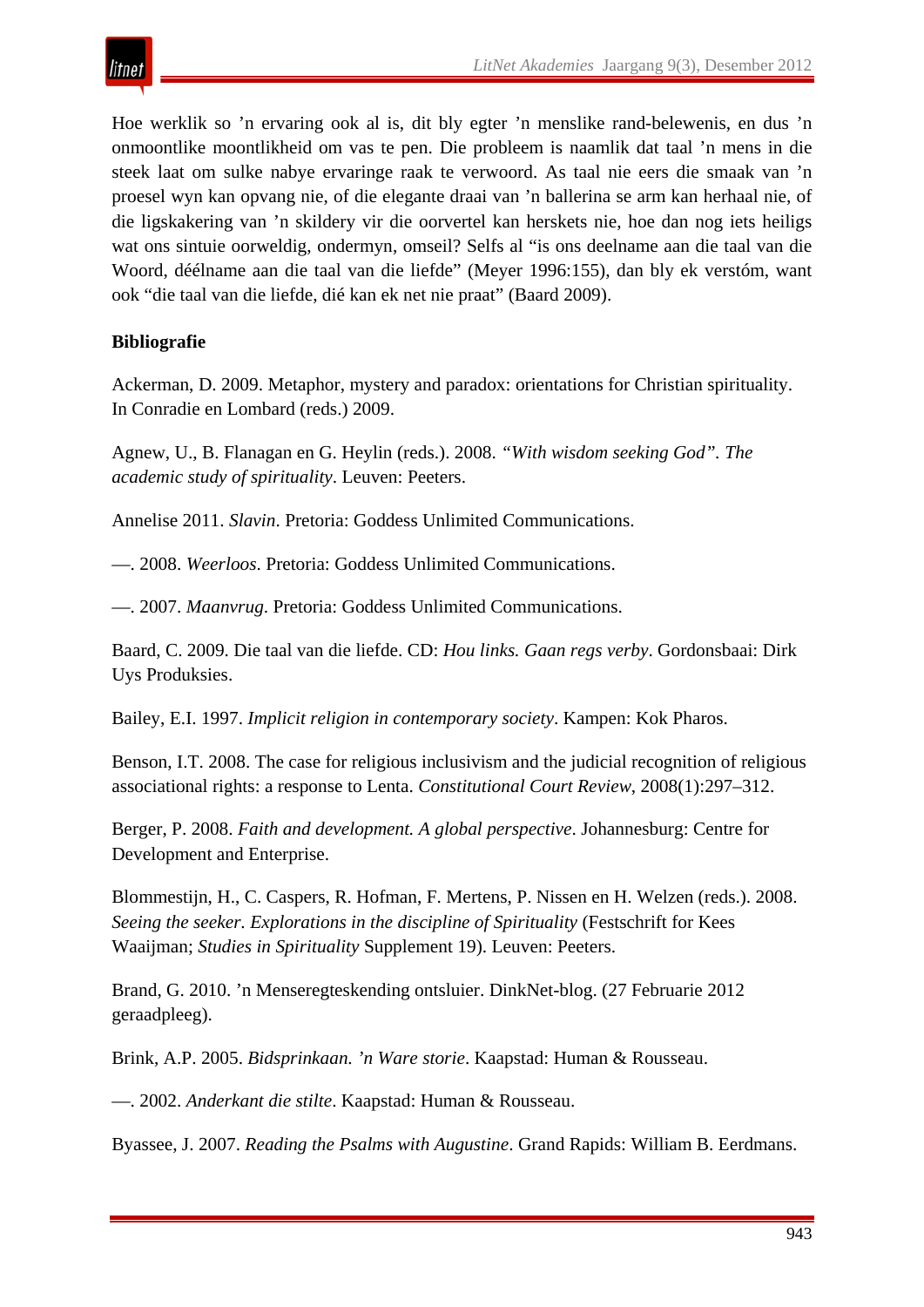Hoe werklik so ’n ervaring ook al is, dit bly egter ’n menslike rand-belewenis, en dus ’n onmoontlike moontlikheid om vas te pen. Die probleem is naamlik dat taal ’n mens in die steek laat om sulke nabye ervaringe raak te verwoord. As taal nie eers die smaak van ’n proesel wyn kan opvang nie, of die elegante draai van ’n ballerina se arm kan herhaal nie, of die ligskakering van ’n skildery vir die oorvertel kan herskets nie, hoe dan nog iets heiligs wat ons sintuie oorweldig, ondermyn, omseil? Selfs al “is ons deelname aan die taal van die Woord, déélname aan die taal van die liefde” (Meyer 1996:155), dan bly ek verstóm, want ook “die taal van die liefde, dié kan ek net nie praat” (Baard 2009).

**Bibliografie**

Ackerman, D. 2009. Metaphor, mystery and paradox: orientations for Christian spirituality. In Conradie en Lombard (reds.) 2009.

Agnew, U., B. Flanagan en G. Heylin (reds.). 2008. *“With wisdom seeking God”. The academic study of spirituality*. Leuven: Peeters.

Annelise 2011. *Slavin*. Pretoria: Goddess Unlimited Communications.

—. 2008. *Weerloos*. Pretoria: Goddess Unlimited Communications.

—. 2007. *Maanvrug*. Pretoria: Goddess Unlimited Communications.

Baard, C. 2009. Die taal van die liefde. CD: *Hou links. Gaan regs verby*. Gordonsbaai: Dirk Uys Produksies.

Bailey, E.I. 1997. *Implicit religion in contemporary society*. Kampen: Kok Pharos.

Benson, I.T. 2008. The case for religious inclusivism and the judicial recognition of religious associational rights: a response to Lenta. *Constitutional Court Review*, 2008(1):297–312.

Berger, P. 2008. *Faith and development. A global perspective*. Johannesburg: Centre for Development and Enterprise.

Blommestijn, H., C. Caspers, R. Hofman, F. Mertens, P. Nissen en H. Welzen (reds.). 2008. *Seeing the seeker. Explorations in the discipline of Spirituality* (Festschrift for Kees Waaijman; *Studies in Spirituality* Supplement 19). Leuven: Peeters.

Brand, G. 2010. ’n Menseregteskending ontsluier. DinkNet-blog. (27 Februarie 2012 geraadpleeg).

Brink, A.P. 2005. *Bidsprinkaan. ’n Ware storie*. Kaapstad: Human & Rousseau.

—. 2002. *Anderkant die stilte*. Kaapstad: Human & Rousseau.

Byassee, J. 2007. *Reading the Psalms with Augustine*. Grand Rapids: William B. Eerdmans.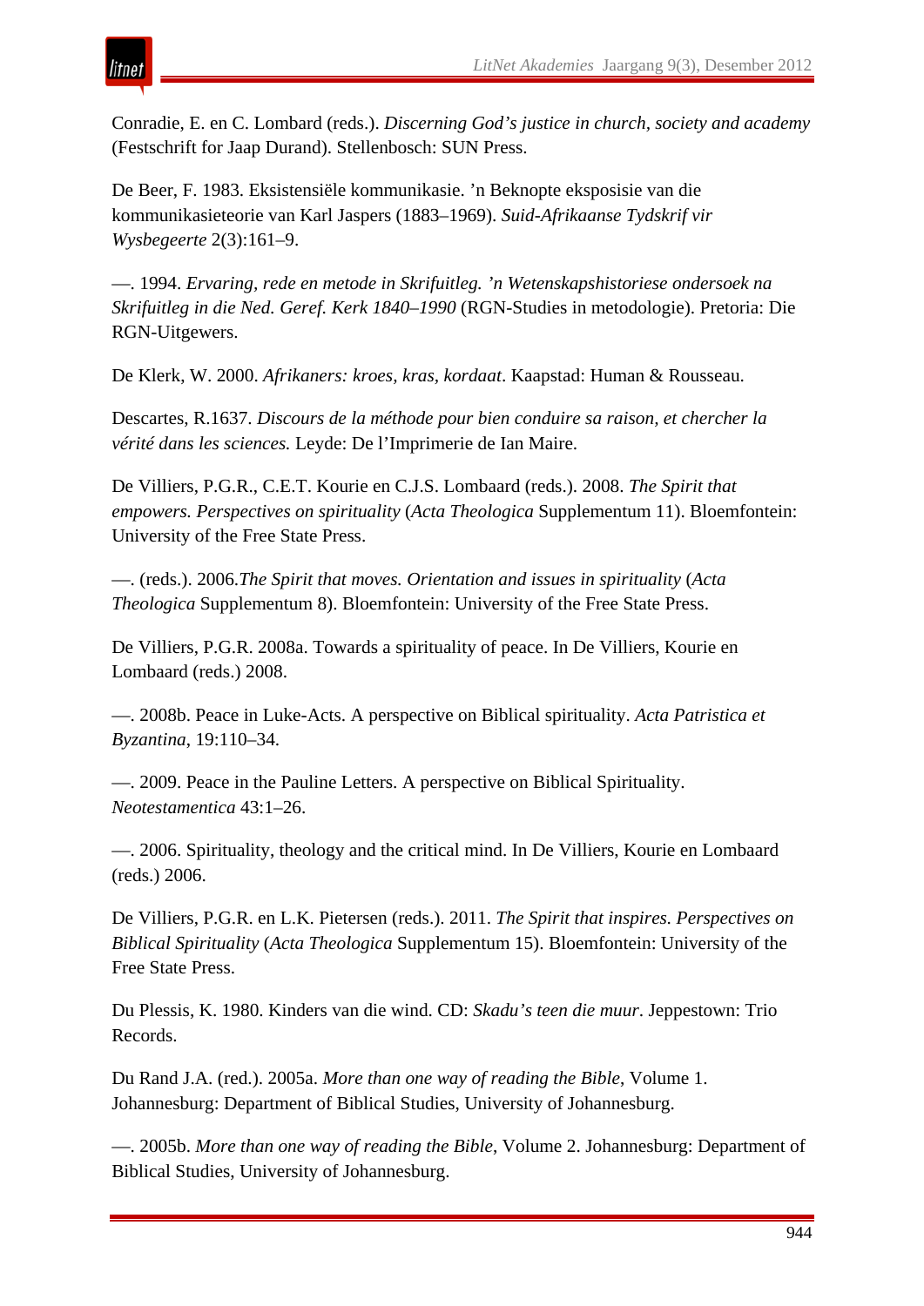Conradie, E. en C. Lombard (reds.). *Discerning God's justice in church, society and academy* (Festschrift for Jaap Durand). Stellenbosch: SUN Press.

De Beer, F. 1983. Eksistensiële kommunikasie. 'n Beknopte eksposisie van die kommunikasieteorie van Karl Jaspers (1883–1969). *Suid-Afrikaanse Tydskrif vir Wysbegeerte* 2(3):161–9.

—. 1994. *Ervaring, rede en metode in Skrifuitleg. 'n Wetenskapshistoriese ondersoek na Skrifuitleg in die Ned. Geref. Kerk 1840–1990* (RGN-Studies in metodologie). Pretoria: Die RGN-Uitgewers.

De Klerk, W. 2000. *Afrikaners: kroes, kras, kordaat*. Kaapstad: Human & Rousseau.

Descartes, R.1637. *Discours de la méthode pour bien conduire sa raison, et chercher la vérité dans les sciences.* Leyde: De l'Imprimerie de Ian Maire.

De Villiers, P.G.R., C.E.T. Kourie en C.J.S. Lombaard (reds.). 2008. *The Spirit that empowers. Perspectives on spirituality* (*Acta Theologica* Supplementum 11). Bloemfontein: University of the Free State Press.

—. (reds.). 2006.*The Spirit that moves. Orientation and issues in spirituality* (*Acta Theologica* Supplementum 8). Bloemfontein: University of the Free State Press.

De Villiers, P.G.R. 2008a. Towards a spirituality of peace. In De Villiers, Kourie en Lombaard (reds.) 2008.

—. 2008b. Peace in Luke-Acts. A perspective on Biblical spirituality. *Acta Patristica et Byzantina*, 19:110–34.

—. 2009. Peace in the Pauline Letters. A perspective on Biblical Spirituality. *Neotestamentica* 43:1–26.

—. 2006. Spirituality, theology and the critical mind. In De Villiers, Kourie en Lombaard (reds.) 2006.

De Villiers, P.G.R. en L.K. Pietersen (reds.). 2011. *The Spirit that inspires. Perspectives on Biblical Spirituality* (*Acta Theologica* Supplementum 15). Bloemfontein: University of the Free State Press.

Du Plessis, K. 1980. Kinders van die wind. CD: *Skadu's teen die muur*. Jeppestown: Trio Records.

Du Rand J.A. (red.). 2005a. *More than one way of reading the Bible*, Volume 1. Johannesburg: Department of Biblical Studies, University of Johannesburg.

—. 2005b. *More than one way of reading the Bible*, Volume 2. Johannesburg: Department of Biblical Studies, University of Johannesburg.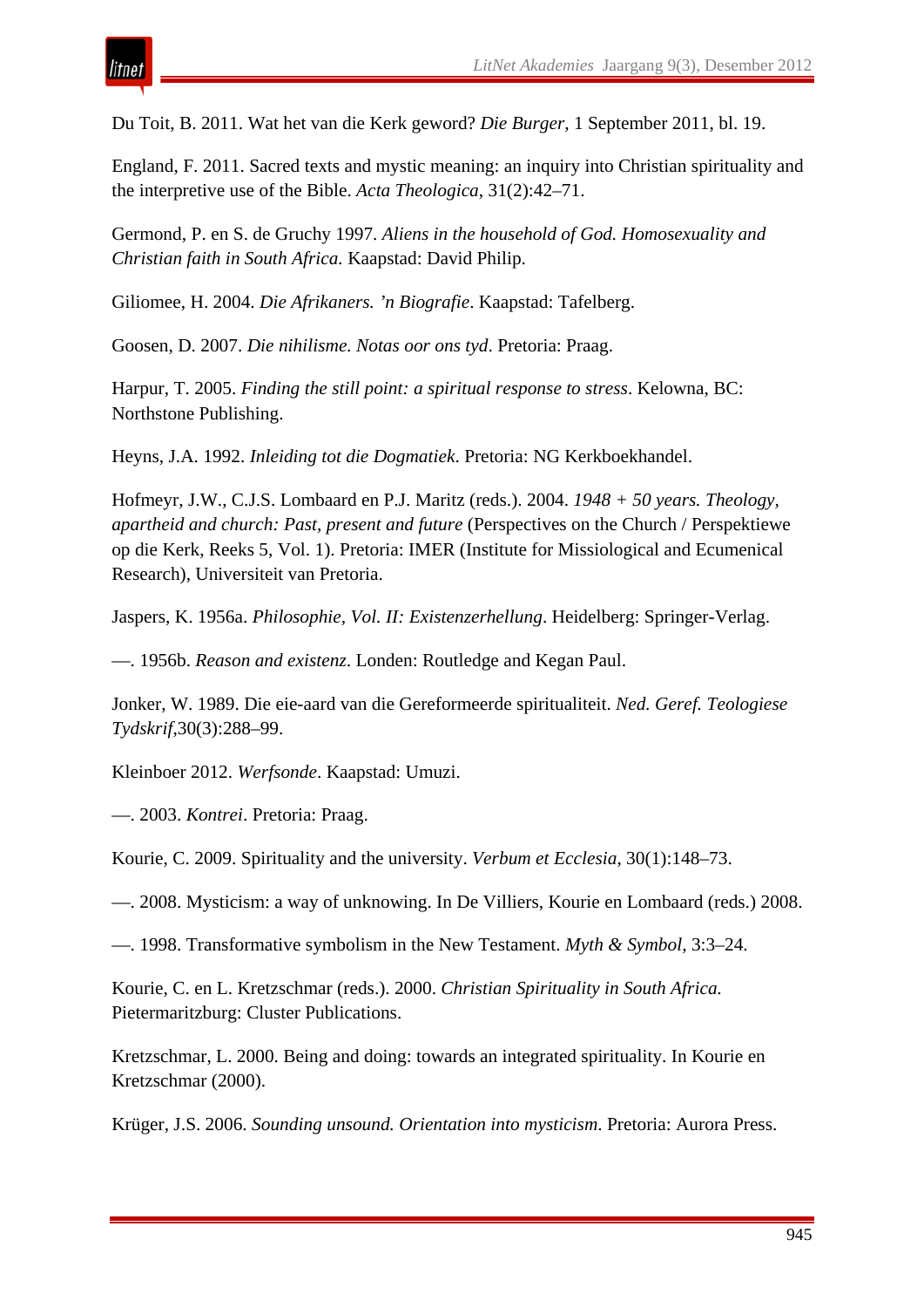Du Toit, B. 2011. Wat het van die Kerk geword? *Die Burger*, 1 September 2011, bl. 19.

England, F. 2011. Sacred texts and mystic meaning: an inquiry into Christian spirituality and the interpretive use of the Bible. *Acta Theologica*, 31(2):42–71.

Germond, P. en S. de Gruchy 1997. *Aliens in the household of God. Homosexuality and Christian faith in South Africa.* Kaapstad: David Philip.

Giliomee, H. 2004. *Die Afrikaners. ’n Biografie*. Kaapstad: Tafelberg.

Goosen, D. 2007. *Die nihilisme. Notas oor ons tyd*. Pretoria: Praag.

Harpur, T. 2005. *Finding the still point: a spiritual response to stress*. Kelowna, BC: Northstone Publishing.

Heyns, J.A. 1992. *Inleiding tot die Dogmatiek*. Pretoria: NG Kerkboekhandel.

Hofmeyr, J.W., C.J.S. Lombaard en P.J. Maritz (reds.). 2004. *1948 + 50 years. Theology, apartheid and church: Past, present and future* (Perspectives on the Church / Perspektiewe op die Kerk, Reeks 5, Vol. 1). Pretoria: IMER (Institute for Missiological and Ecumenical Research), Universiteit van Pretoria.

Jaspers, K. 1956a. *Philosophie, Vol. II: Existenzerhellung*. Heidelberg: Springer-Verlag.

—. 1956b. *Reason and existenz*. Londen: Routledge and Kegan Paul.

Jonker, W. 1989. Die eie-aard van die Gereformeerde spiritualiteit. *Ned. Geref. Teologiese Tydskrif*,30(3):288–99.

Kleinboer 2012. *Werfsonde*. Kaapstad: Umuzi.

—. 2003. *Kontrei*. Pretoria: Praag.

Kourie, C. 2009. Spirituality and the university. *Verbum et Ecclesia*, 30(1):148–73.

—. 2008. Mysticism: a way of unknowing. In De Villiers, Kourie en Lombaard (reds.) 2008.

—. 1998. Transformative symbolism in the New Testament. *Myth & Symbol*, 3:3–24.

Kourie, C. en L. Kretzschmar (reds.). 2000. *Christian Spirituality in South Africa.* Pietermaritzburg: Cluster Publications.

Kretzschmar, L. 2000. Being and doing: towards an integrated spirituality. In Kourie en Kretzschmar (2000).

Krüger, J.S. 2006. *Sounding unsound. Orientation into mysticism*. Pretoria: Aurora Press.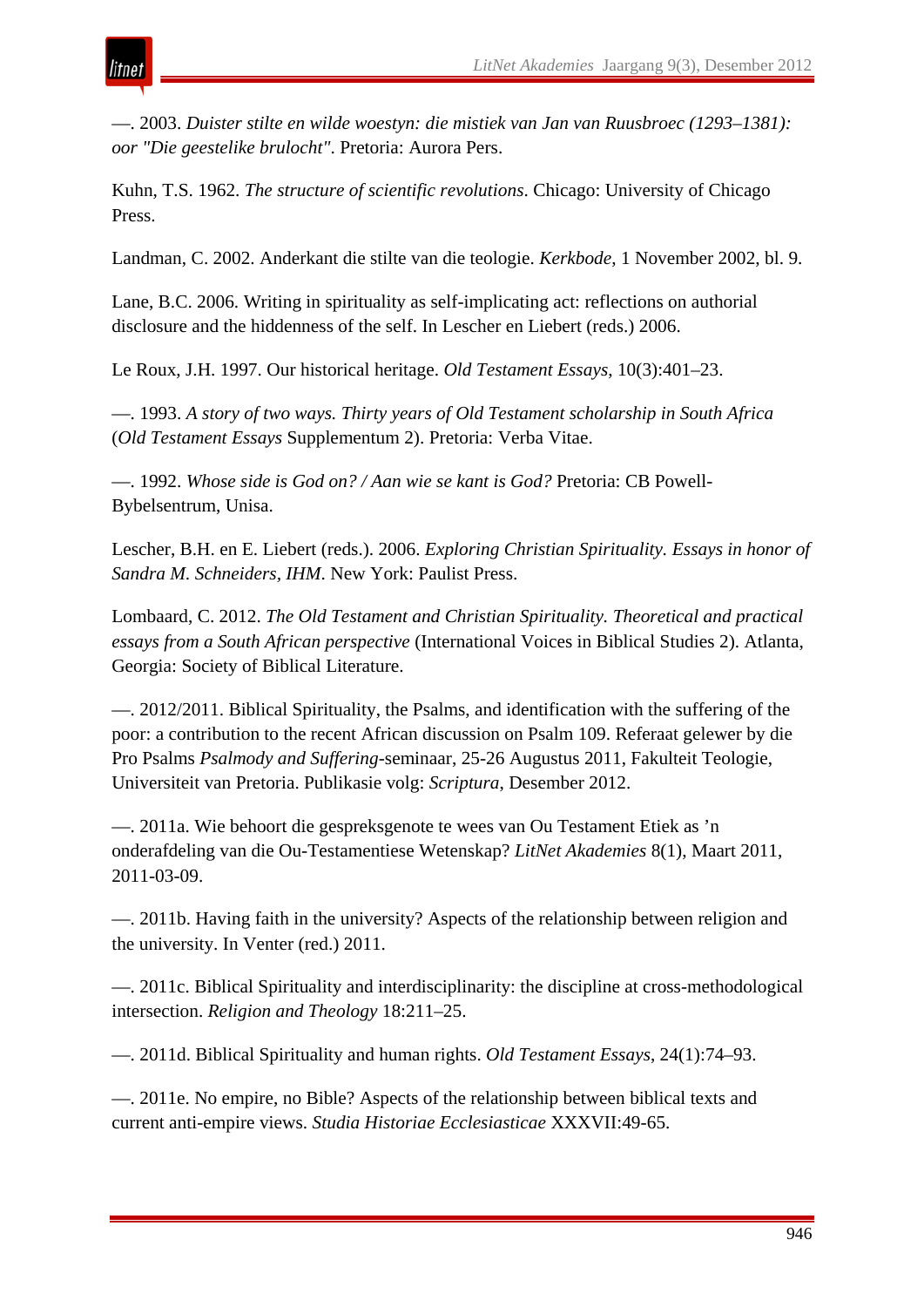—. 2003. *Duister stilte en wilde woestyn: die mistiek van Jan van Ruusbroec (1293–1381): oor "Die geestelike brulocht"*. Pretoria: Aurora Pers.

Kuhn, T.S. 1962. *The structure of scientific revolutions*. Chicago: University of Chicago Press.

Landman, C. 2002. Anderkant die stilte van die teologie. *Kerkbode*, 1 November 2002, bl. 9.

Lane, B.C. 2006. Writing in spirituality as self-implicating act: reflections on authorial disclosure and the hiddenness of the self. In Lescher en Liebert (reds.) 2006.

Le Roux, J.H. 1997. Our historical heritage. *Old Testament Essays*, 10(3):401–23.

—. 1993. *A story of two ways. Thirty years of Old Testament scholarship in South Africa* (*Old Testament Essays* Supplementum 2). Pretoria: Verba Vitae.

—. 1992. *Whose side is God on? / Aan wie se kant is God?* Pretoria: CB Powell-Bybelsentrum, Unisa.

Lescher, B.H. en E. Liebert (reds.). 2006. *Exploring Christian Spirituality. Essays in honor of Sandra M. Schneiders, IHM*. New York: Paulist Press.

Lombaard, C. 2012. *The Old Testament and Christian Spirituality. Theoretical and practical essays from a South African perspective* (International Voices in Biblical Studies 2). Atlanta, Georgia: Society of Biblical Literature.

—. 2012/2011. Biblical Spirituality, the Psalms, and identification with the suffering of the poor: a contribution to the recent African discussion on Psalm 109. Referaat gelewer by die Pro Psalms *Psalmody and Suffering*-seminaar, 25-26 Augustus 2011, Fakulteit Teologie, Universiteit van Pretoria. Publikasie volg: *Scriptura*, Desember 2012.

—. 2011a. Wie behoort die gespreksgenote te wees van Ou Testament Etiek as 'n onderafdeling van die Ou-Testamentiese Wetenskap? *LitNet Akademies* 8(1), Maart 2011, 2011-03-09.

—. 2011b. Having faith in the university? Aspects of the relationship between religion and the university. In Venter (red.) 2011.

—. 2011c. Biblical Spirituality and interdisciplinarity: the discipline at cross-methodological intersection. *Religion and Theology* 18:211–25.

—. 2011d. Biblical Spirituality and human rights. *Old Testament Essays*, 24(1):74–93.

—. 2011e. No empire, no Bible? Aspects of the relationship between biblical texts and current anti-empire views. *Studia Historiae Ecclesiasticae* XXXVII:49-65.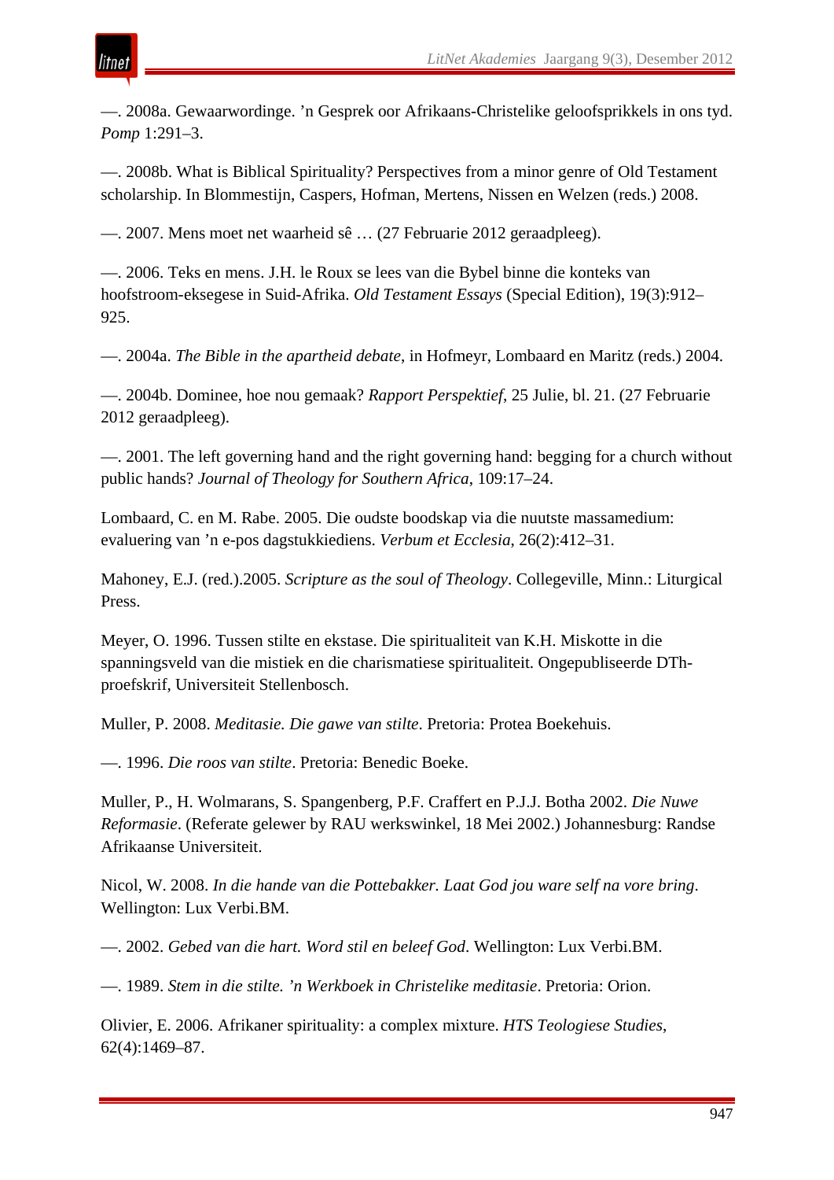—. 2008a. Gewaarwordinge. ’n Gesprek oor Afrikaans-Christelike geloofsprikkels in ons tyd. *Pomp* 1:291–3.

—. 2008b. What is Biblical Spirituality? Perspectives from a minor genre of Old Testament scholarship. In Blommestijn, Caspers, Hofman, Mertens, Nissen en Welzen (reds.) 2008.

—. 2007. Mens moet net waarheid sê … (27 Februarie 2012 geraadpleeg).

—. 2006. Teks en mens. J.H. le Roux se lees van die Bybel binne die konteks van hoofstroom-eksegese in Suid-Afrika. *Old Testament Essays* (Special Edition), 19(3):912–925.

—. 2004a. *The Bible in the apartheid debate*, in Hofmeyr, Lombaard en Maritz (reds.) 2004.

—. 2004b. Dominee, hoe nou gemaak? *Rapport Perspektief*, 25 Julie, bl. 21. (27 Februarie 2012 geraadpleeg).

—. 2001. The left governing hand and the right governing hand: begging for a church without public hands? *Journal of Theology for Southern Africa*, 109:17–24.

Lombaard, C. en M. Rabe. 2005. Die oudste boodskap via die nuutste massamedium: evaluering van ’n e-pos dagstukkiediens. *Verbum et Ecclesia*, 26(2):412–31.

Mahoney, E.J. (red.).2005. *Scripture as the soul of Theology*. Collegeville, Minn.: Liturgical Press.

Meyer, O. 1996. Tussen stilte en ekstase. Die spiritualiteit van K.H. Miskotte in die spanningsveld van die mistiek en die charismatiese spiritualiteit. Ongepubliseerde DTh-proefskrif, Universiteit Stellenbosch.

Muller, P. 2008. *Meditasie. Die gawe van stilte*. Pretoria: Protea Boekehuis.

—. 1996. *Die roos van stilte*. Pretoria: Benedic Boeke.

Muller, P., H. Wolmarans, S. Spangenberg, P.F. Craffert en P.J.J. Botha 2002. *Die Nuwe Reformasie*. (Referate gelewer by RAU werkswinkel, 18 Mei 2002.) Johannesburg: Randse Afrikaanse Universiteit.

Nicol, W. 2008. *In die hande van die Pottebakker. Laat God jou ware self na vore bring*. Wellington: Lux Verbi.BM.

—. 2002. *Gebed van die hart. Word stil en beleef God*. Wellington: Lux Verbi.BM.

—. 1989. *Stem in die stilte. ’n Werkboek in Christelike meditasie*. Pretoria: Orion.

Olivier, E. 2006. Afrikaner spirituality: a complex mixture. *HTS Teologiese Studies*, 62(4):1469–87.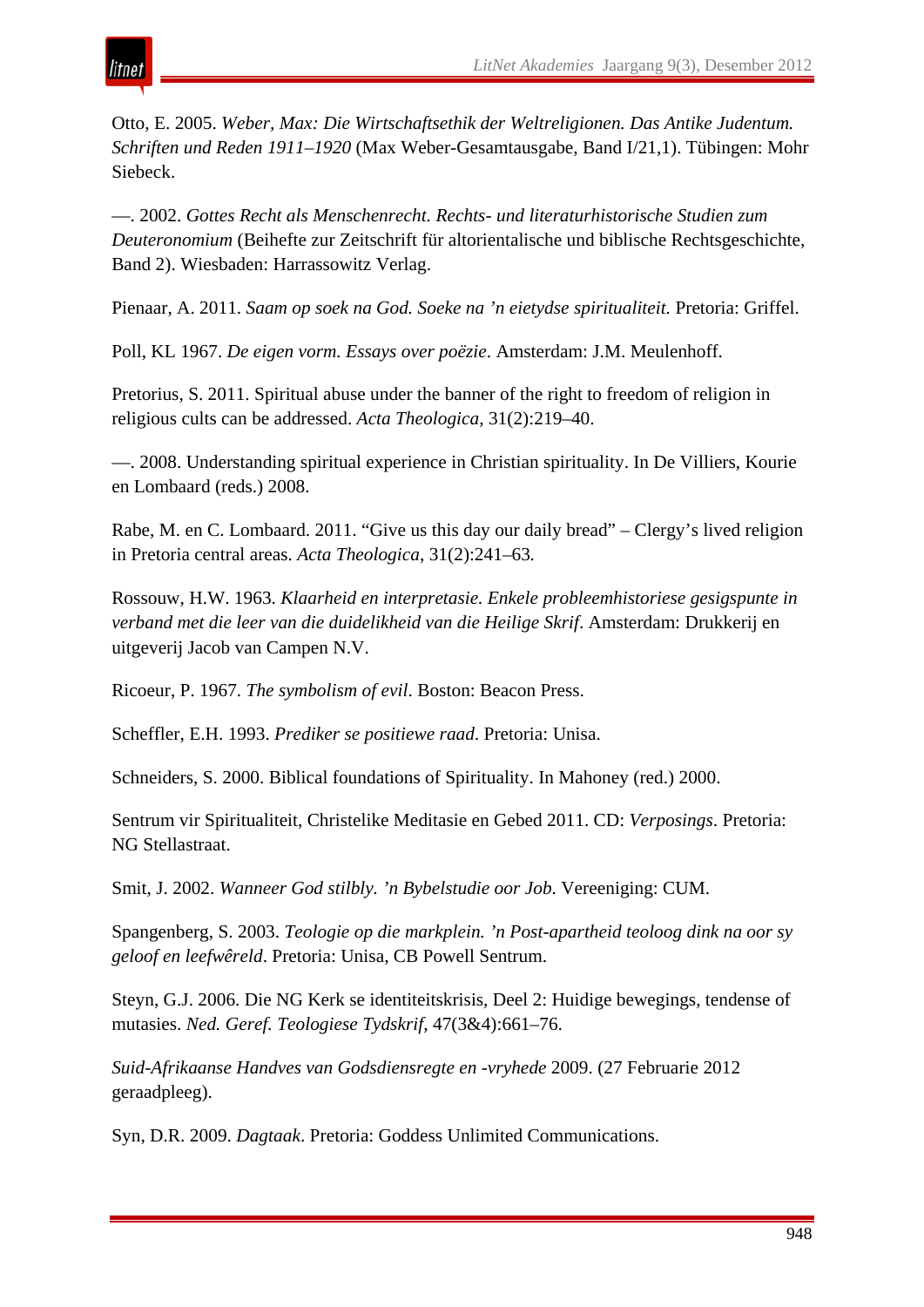Otto, E. 2005. *Weber, Max: Die Wirtschaftsethik der Weltreligionen. Das Antike Judentum. Schriften und Reden 1911–1920* (Max Weber-Gesamtausgabe, Band I/21,1). Tübingen: Mohr Siebeck.

—. 2002. *Gottes Recht als Menschenrecht. Rechts- und literaturhistorische Studien zum Deuteronomium* (Beihefte zur Zeitschrift für altorientalische und biblische Rechtsgeschichte, Band 2). Wiesbaden: Harrassowitz Verlag.

Pienaar, A. 2011. *Saam op soek na God. Soeke na 'n eietydse spiritualiteit.* Pretoria: Griffel.

Poll, KL 1967. *De eigen vorm. Essays over poëzie*. Amsterdam: J.M. Meulenhoff.

Pretorius, S. 2011. Spiritual abuse under the banner of the right to freedom of religion in religious cults can be addressed. *Acta Theologica*, 31(2):219–40.

—. 2008. Understanding spiritual experience in Christian spirituality. In De Villiers, Kourie en Lombaard (reds.) 2008.

Rabe, M. en C. Lombaard. 2011. "Give us this day our daily bread" – Clergy's lived religion in Pretoria central areas. *Acta Theologica*, 31(2):241–63.

Rossouw, H.W. 1963. *Klaarheid en interpretasie. Enkele probleemhistoriese gesigspunte in verband met die leer van die duidelikheid van die Heilige Skrif*. Amsterdam: Drukkerij en uitgeverij Jacob van Campen N.V.

Ricoeur, P. 1967. *The symbolism of evil*. Boston: Beacon Press.

Scheffler, E.H. 1993. *Prediker se positiewe raad*. Pretoria: Unisa.

Schneiders, S. 2000. Biblical foundations of Spirituality. In Mahoney (red.) 2000.

Sentrum vir Spiritualiteit, Christelike Meditasie en Gebed 2011. CD: *Verposings*. Pretoria: NG Stellastraat.

Smit, J. 2002. *Wanneer God stilbly. 'n Bybelstudie oor Job*. Vereeniging: CUM.

Spangenberg, S. 2003. *Teologie op die markplein. 'n Post-apartheid teoloog dink na oor sy geloof en leefwêreld*. Pretoria: Unisa, CB Powell Sentrum.

Steyn, G.J. 2006. Die NG Kerk se identiteitskrisis, Deel 2: Huidige bewegings, tendense of mutasies. *Ned. Geref. Teologiese Tydskrif*, 47(3&4):661–76.

*Suid-Afrikaanse Handves van Godsdiensregte en -vryhede* 2009. (27 Februarie 2012 geraadpleeg).

Syn, D.R. 2009. *Dagtaak*. Pretoria: Goddess Unlimited Communications.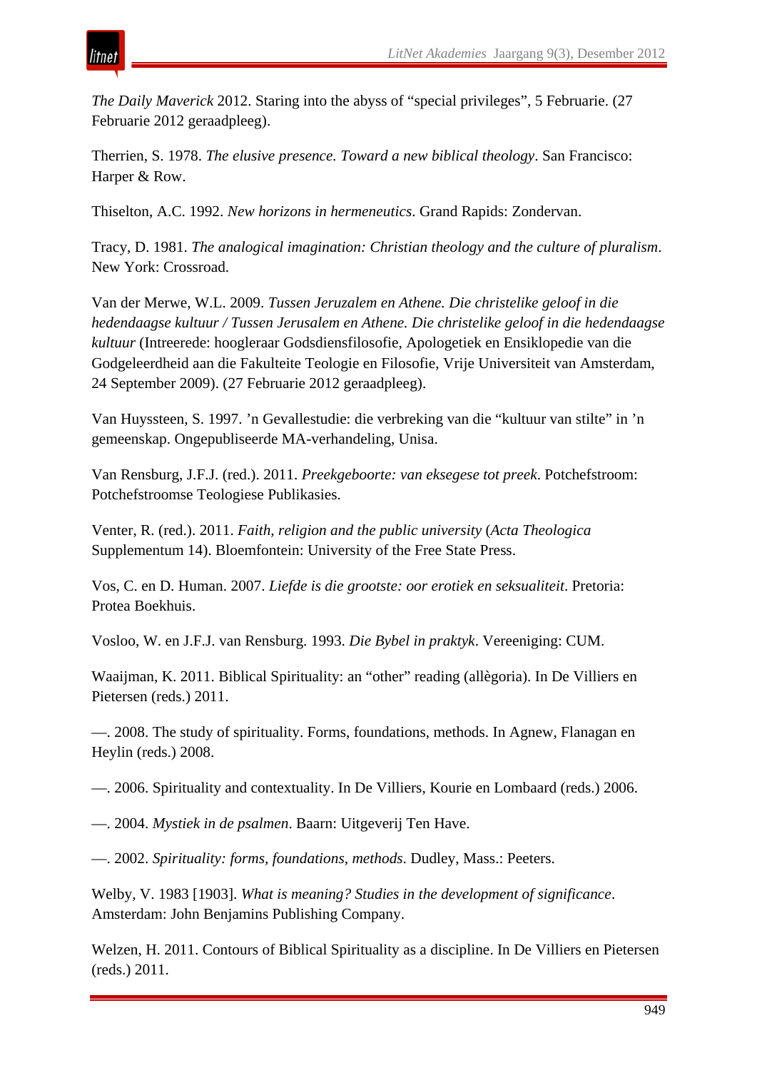*The Daily Maverick* 2012. Staring into the abyss of “special privileges”, 5 Februarie. (27 Februarie 2012 geraadpleeg).

Therrien, S. 1978. *The elusive presence. Toward a new biblical theology*. San Francisco: Harper & Row.

Thiselton, A.C. 1992. *New horizons in hermeneutics*. Grand Rapids: Zondervan.

Tracy, D. 1981. *The analogical imagination: Christian theology and the culture of pluralism*. New York: Crossroad.

Van der Merwe, W.L. 2009. *Tussen Jeruzalem en Athene. Die christelike geloof in die hedendaagse kultuur / Tussen Jerusalem en Athene. Die christelike geloof in die hedendaagse kultuur* (Intreerede: hoogleraar Godsdiensfilosofie, Apologetiek en Ensiklopedie van die Godgeleerdheid aan die Fakulteite Teologie en Filosofie, Vrije Universiteit van Amsterdam, 24 September 2009). (27 Februarie 2012 geraadpleeg).

Van Huyssteen, S. 1997. ’n Gevallestudie: die verbreking van die “kultuur van stilte” in ’n gemeenskap. Ongepubliseerde MA-verhandeling, Unisa.

Van Rensburg, J.F.J. (red.). 2011. *Preekgeboorte: van eksegese tot preek*. Potchefstroom: Potchefstroomse Teologiese Publikasies.

Venter, R. (red.). 2011. *Faith, religion and the public university* (*Acta Theologica* Supplementum 14). Bloemfontein: University of the Free State Press.

Vos, C. en D. Human. 2007. *Liefde is die grootste: oor erotiek en seksualiteit*. Pretoria: Protea Boekhuis.

Vosloo, W. en J.F.J. van Rensburg. 1993. *Die Bybel in praktyk*. Vereeniging: CUM.

Waaijman, K. 2011. Biblical Spirituality: an “other” reading (allègoria). In De Villiers en Pietersen (reds.) 2011.

—. 2008. The study of spirituality. Forms, foundations, methods. In Agnew, Flanagan en Heylin (reds.) 2008.

—. 2006. Spirituality and contextuality. In De Villiers, Kourie en Lombaard (reds.) 2006.

—. 2004. *Mystiek in de psalmen*. Baarn: Uitgeverij Ten Have.

—. 2002. *Spirituality: forms, foundations, methods*. Dudley, Mass.: Peeters.

Welby, V. 1983 [1903]. *What is meaning? Studies in the development of significance*. Amsterdam: John Benjamins Publishing Company.

Welzen, H. 2011. Contours of Biblical Spirituality as a discipline. In De Villiers en Pietersen (reds.) 2011.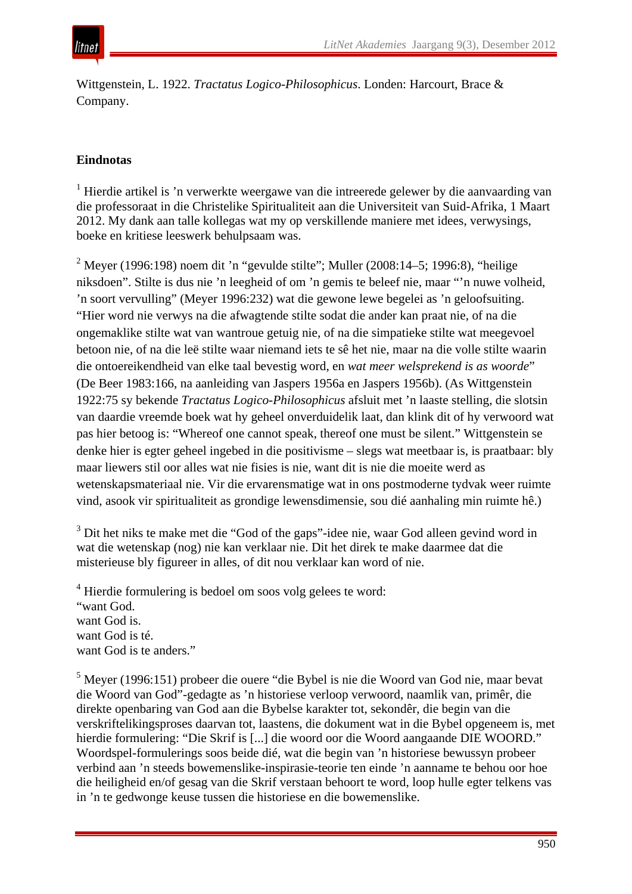Wittgenstein, L. 1922. *Tractatus Logico-Philosophicus*. Londen: Harcourt, Brace & Company.

**Eindnotas**

[1] Hierdie artikel is ’n verwerkte weergawe van die intreerede gelewer by die aanvaarding van die professoraat in die Christelike Spiritualiteit aan die Universiteit van Suid-Afrika, 1 Maart 2012. My dank aan talle kollegas wat my op verskillende maniere met idees, verwysings, boeke en kritiese leeswerk behulpsaam was.

[2] Meyer (1996:198) noem dit ’n “gevulde stilte”; Muller (2008:14–5; 1996:8), “heilige niksdoen”. Stilte is dus nie ’n leegheid of om ’n gemis te beleef nie, maar “’n nuwe volheid, ’n soort vervulling” (Meyer 1996:232) wat die gewone lewe begelei as ’n geloofsuiting. “Hier word nie verwys na die afwagtende stilte sodat die ander kan praat nie, of na die ongemaklike stilte wat van wantroue getuig nie, of na die simpatieke stilte wat meegevoel betoon nie, of na die leë stilte waar niemand iets te sê het nie, maar na die volle stilte waarin die ontoereikendheid van elke taal bevestig word, en *wat meer welsprekend is as woorde*” (De Beer 1983:166, na aanleiding van Jaspers 1956a en Jaspers 1956b). (As Wittgenstein 1922:75 sy bekende *Tractatus Logico-Philosophicus* afsluit met ’n laaste stelling, die slotsin van daardie vreemde boek wat hy geheel onverduidelik laat, dan klink dit of hy verwoord wat pas hier betoog is: “Whereof one cannot speak, thereof one must be silent.” Wittgenstein se denke hier is egter geheel ingebed in die positivisme – slegs wat meetbaar is, is praatbaar: bly maar liewers stil oor alles wat nie fisies is nie, want dit is nie die moeite werd as wetenskapsmateriaal nie. Vir die ervarensmatige wat in ons postmoderne tydvak weer ruimte vind, asook vir spiritualiteit as grondige lewensdimensie, sou dié aanhaling min ruimte hê.)

[3] Dit het niks te make met die “God of the gaps”-idee nie, waar God alleen gevind word in wat die wetenskap (nog) nie kan verklaar nie. Dit het direk te make daarmee dat die misterieuse bly figureer in alles, of dit nou verklaar kan word of nie.

[4] Hierdie formulering is bedoel om soos volg gelees te word:  
“want God.  
want God is.  
want God is té.  
want God is te anders.”

[5] Meyer (1996:151) probeer die ouere “die Bybel is nie die Woord van God nie, maar bevat die Woord van God”-gedagte as ’n historiese verloop verwoord, naamlik van, primêr, die direkte openbaring van God aan die Bybelse karakter tot, sekondêr, die begin van die verskriftelikingsproses daarvan tot, laastens, die dokument wat in die Bybel opgeneem is, met hierdie formulering: “Die Skrif is [...] die woord oor die Woord aangaande DIE WOORD.” Woordspel-formulerings soos beide dié, wat die begin van ’n historiese bewussyn probeer verbind aan ’n steeds bowemenslike-inspirasie-teorie ten einde ’n aanname te behou oor hoe die heiligheid en/of gesag van die Skrif verstaan behoort te word, loop hulle egter telkens vas in ’n te gedwonge keuse tussen die historiese en die bowemenslike.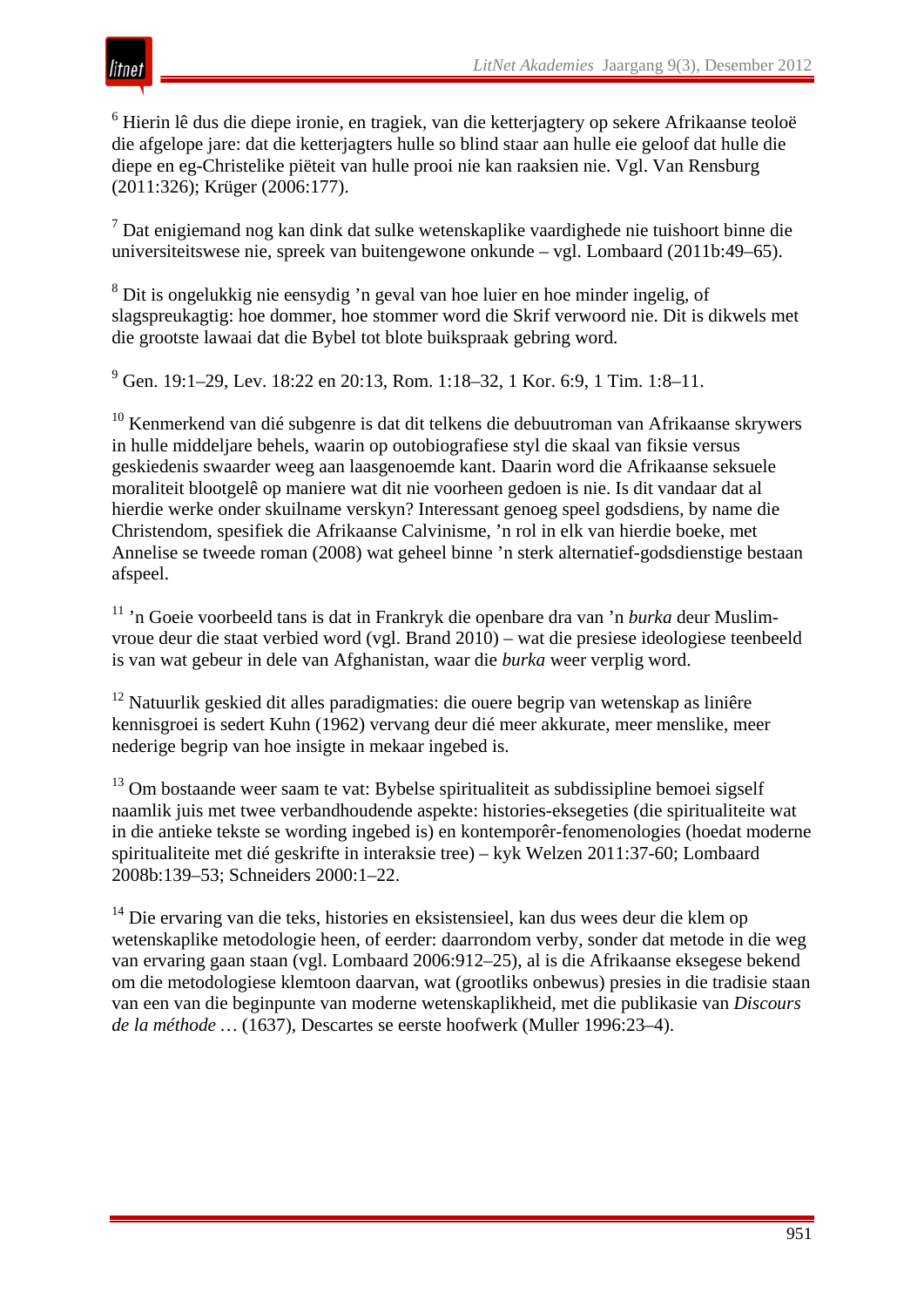[6] Hierin lê dus die diepe ironie, en tragiek, van die ketterjagtery op sekere Afrikaanse teoloë die afgelope jare: dat die ketterjagters hulle so blind staar aan hulle eie geloof dat hulle die diepe en eg-Christelike piëteit van hulle prooi nie kan raaksien nie. Vgl. Van Rensburg (2011:326); Krüger (2006:177).

[7] Dat enigiemand nog kan dink dat sulke wetenskaplike vaardighede nie tuishoort binne die universiteitswese nie, spreek van buitengewone onkunde – vgl. Lombaard (2011b:49–65).

[8] Dit is ongelukkig nie eensydig ’n geval van hoe luier en hoe minder ingelig, of slagspreukagtig: hoe dommer, hoe stommer word die Skrif verwoord nie. Dit is dikwels met die grootste lawaai dat die Bybel tot blote buikspraak gebring word.

[9] Gen. 19:1–29, Lev. 18:22 en 20:13, Rom. 1:18–32, 1 Kor. 6:9, 1 Tim. 1:8–11.

[10] Kenmerkend van dié subgenre is dat dit telkens die debuutroman van Afrikaanse skrywers in hulle middeljare behels, waarin op outobiografiese styl die skaal van fiksie versus geskiedenis swaarder weeg aan laasgenoemde kant. Daarin word die Afrikaanse seksuele moraliteit blootgelê op maniere wat dit nie voorheen gedoen is nie. Is dit vandaar dat al hierdie werke onder skuilname verskyn? Interessant genoeg speel godsdiens, by name die Christendom, spesifiek die Afrikaanse Calvinisme, ’n rol in elk van hierdie boeke, met Annelise se tweede roman (2008) wat geheel binne ’n sterk alternatief-godsdienstige bestaan afspeel.

[11] ’n Goeie voorbeeld tans is dat in Frankryk die openbare dra van ’n *burka* deur Muslim-vroue deur die staat verbied word (vgl. Brand 2010) – wat die presiese ideologiese teenbeeld is van wat gebeur in dele van Afghanistan, waar die *burka* weer verplig word.

[12] Natuurlik geskied dit alles paradigmaties: die ouere begrip van wetenskap as liniêre kennisgroei is sedert Kuhn (1962) vervang deur dié meer akkurate, meer menslike, meer nederige begrip van hoe insigte in mekaar ingebed is.

[13] Om bostaande weer saam te vat: Bybelse spiritualiteit as subdissipline bemoei sigself naamlik juis met twee verbandhoudende aspekte: histories-eksegeties (die spiritualiteite wat in die antieke tekste se wording ingebed is) en kontemporêr-fenomenologies (hoedat moderne spiritualiteite met dié geskrifte in interaksie tree) – kyk Welzen 2011:37-60; Lombaard 2008b:139–53; Schneiders 2000:1–22.

[14] Die ervaring van die teks, histories en eksistensieel, kan dus wees deur die klem op wetenskaplike metodologie heen, of eerder: daarrondom verby, sonder dat metode in die weg van ervaring gaan staan (vgl. Lombaard 2006:912–25), al is die Afrikaanse eksegese bekend om die metodologiese klemtoon daarvan, wat (grootliks onbewus) presies in die tradisie staan van een van die beginpunte van moderne wetenskaplikheid, met die publikasie van *Discours de la méthode* … (1637), Descartes se eerste hoofwerk (Muller 1996:23–4).